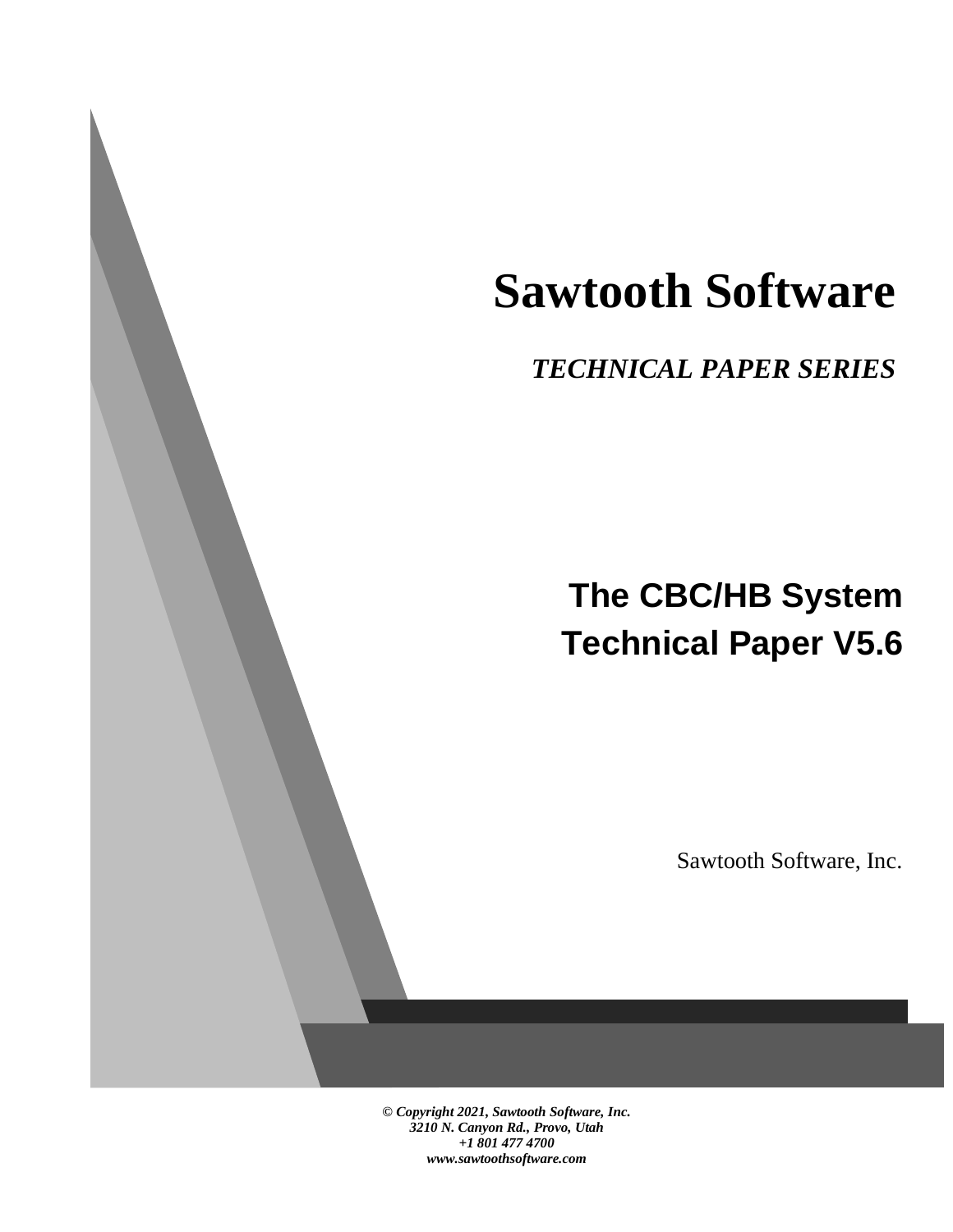# Sawtooth Software

***TECHNICAL PAPER SERIES***

## The CBC/HB System Technical Paper V5.6

Sawtooth Software, Inc.

***© Copyright 2021, Sawtooth Software, Inc.***
***3210 N. Canyon Rd., Provo, Utah***
***+1 801 477 4700***
***www.sawtoothsoftware.com***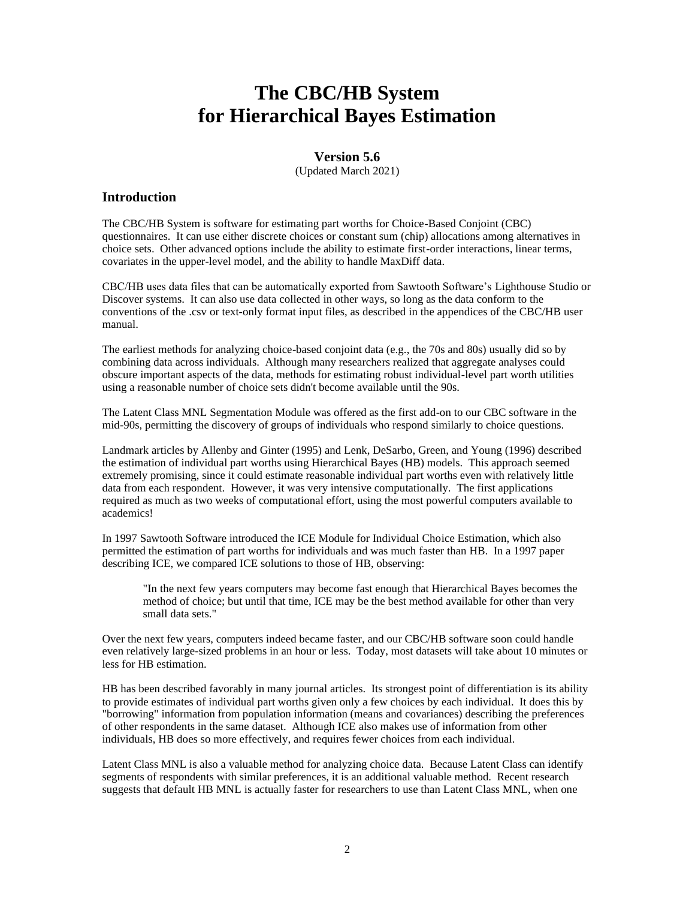# The CBC/HB System for Hierarchical Bayes Estimation

**Version 5.6**

(Updated March 2021)

## Introduction

The CBC/HB System is software for estimating part worths for Choice-Based Conjoint (CBC) questionnaires. It can use either discrete choices or constant sum (chip) allocations among alternatives in choice sets. Other advanced options include the ability to estimate first-order interactions, linear terms, covariates in the upper-level model, and the ability to handle MaxDiff data.

CBC/HB uses data files that can be automatically exported from Sawtooth Software's Lighthouse Studio or Discover systems. It can also use data collected in other ways, so long as the data conform to the conventions of the .csv or text-only format input files, as described in the appendices of the CBC/HB user manual.

The earliest methods for analyzing choice-based conjoint data (e.g., the 70s and 80s) usually did so by combining data across individuals. Although many researchers realized that aggregate analyses could obscure important aspects of the data, methods for estimating robust individual-level part worth utilities using a reasonable number of choice sets didn't become available until the 90s.

The Latent Class MNL Segmentation Module was offered as the first add-on to our CBC software in the mid-90s, permitting the discovery of groups of individuals who respond similarly to choice questions.

Landmark articles by Allenby and Ginter (1995) and Lenk, DeSarbo, Green, and Young (1996) described the estimation of individual part worths using Hierarchical Bayes (HB) models. This approach seemed extremely promising, since it could estimate reasonable individual part worths even with relatively little data from each respondent. However, it was very intensive computationally. The first applications required as much as two weeks of computational effort, using the most powerful computers available to academics!

In 1997 Sawtooth Software introduced the ICE Module for Individual Choice Estimation, which also permitted the estimation of part worths for individuals and was much faster than HB. In a 1997 paper describing ICE, we compared ICE solutions to those of HB, observing:

> "In the next few years computers may become fast enough that Hierarchical Bayes becomes the method of choice; but until that time, ICE may be the best method available for other than very small data sets."

Over the next few years, computers indeed became faster, and our CBC/HB software soon could handle even relatively large-sized problems in an hour or less. Today, most datasets will take about 10 minutes or less for HB estimation.

HB has been described favorably in many journal articles. Its strongest point of differentiation is its ability to provide estimates of individual part worths given only a few choices by each individual. It does this by "borrowing" information from population information (means and covariances) describing the preferences of other respondents in the same dataset. Although ICE also makes use of information from other individuals, HB does so more effectively, and requires fewer choices from each individual.

Latent Class MNL is also a valuable method for analyzing choice data. Because Latent Class can identify segments of respondents with similar preferences, it is an additional valuable method. Recent research suggests that default HB MNL is actually faster for researchers to use than Latent Class MNL, when one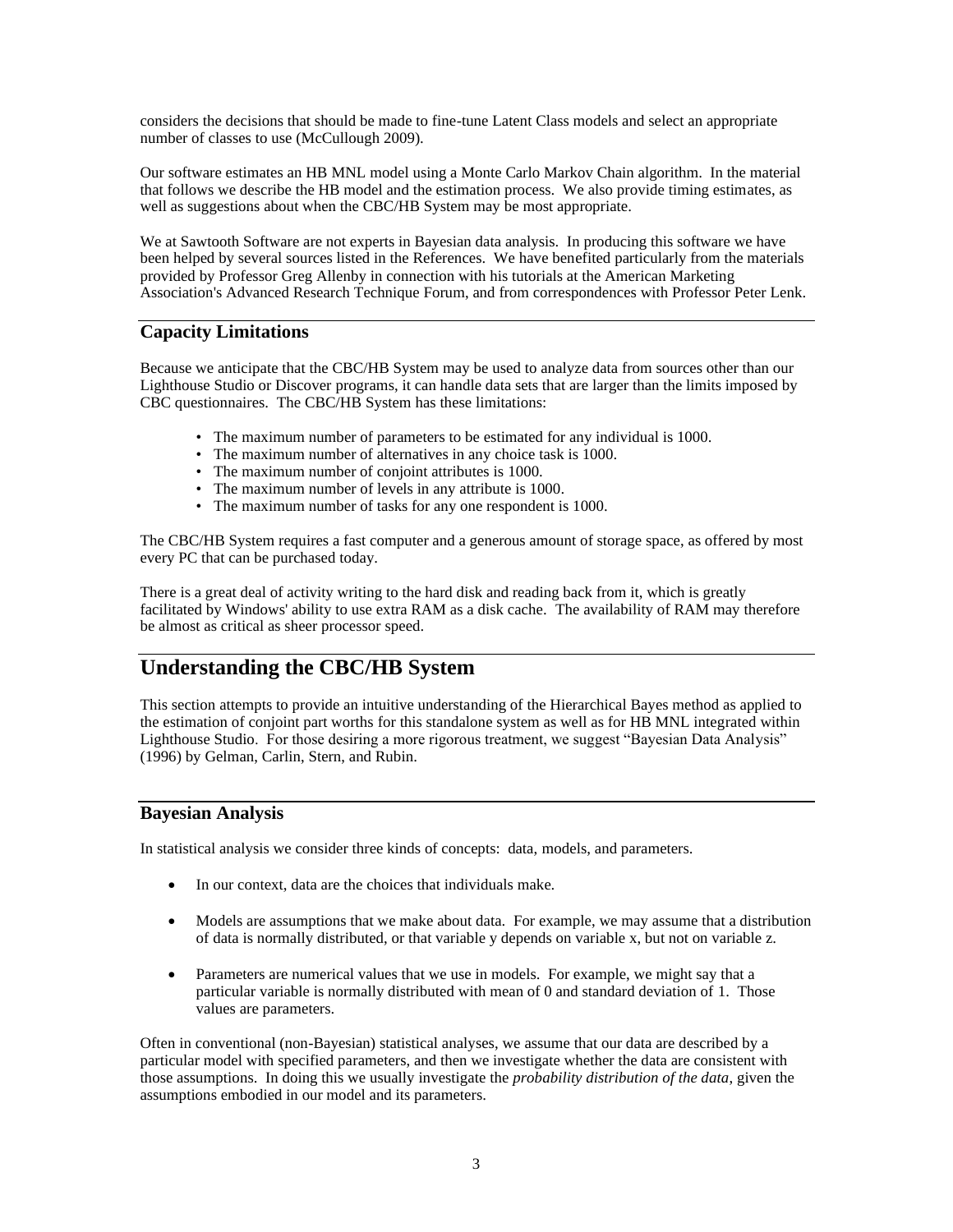considers the decisions that should be made to fine-tune Latent Class models and select an appropriate number of classes to use (McCullough 2009).

Our software estimates an HB MNL model using a Monte Carlo Markov Chain algorithm. In the material that follows we describe the HB model and the estimation process. We also provide timing estimates, as well as suggestions about when the CBC/HB System may be most appropriate.

We at Sawtooth Software are not experts in Bayesian data analysis. In producing this software we have been helped by several sources listed in the References. We have benefited particularly from the materials provided by Professor Greg Allenby in connection with his tutorials at the American Marketing Association's Advanced Research Technique Forum, and from correspondences with Professor Peter Lenk.

### Capacity Limitations

Because we anticipate that the CBC/HB System may be used to analyze data from sources other than our Lighthouse Studio or Discover programs, it can handle data sets that are larger than the limits imposed by CBC questionnaires. The CBC/HB System has these limitations:

- The maximum number of parameters to be estimated for any individual is 1000.
- The maximum number of alternatives in any choice task is 1000.
- The maximum number of conjoint attributes is 1000.
- The maximum number of levels in any attribute is 1000.
- The maximum number of tasks for any one respondent is 1000.

The CBC/HB System requires a fast computer and a generous amount of storage space, as offered by most every PC that can be purchased today.

There is a great deal of activity writing to the hard disk and reading back from it, which is greatly facilitated by Windows' ability to use extra RAM as a disk cache. The availability of RAM may therefore be almost as critical as sheer processor speed.

## Understanding the CBC/HB System

This section attempts to provide an intuitive understanding of the Hierarchical Bayes method as applied to the estimation of conjoint part worths for this standalone system as well as for HB MNL integrated within Lighthouse Studio. For those desiring a more rigorous treatment, we suggest "Bayesian Data Analysis" (1996) by Gelman, Carlin, Stern, and Rubin.

### Bayesian Analysis

In statistical analysis we consider three kinds of concepts: data, models, and parameters.

- In our context, data are the choices that individuals make.
- Models are assumptions that we make about data. For example, we may assume that a distribution of data is normally distributed, or that variable y depends on variable x, but not on variable z.
- Parameters are numerical values that we use in models. For example, we might say that a particular variable is normally distributed with mean of 0 and standard deviation of 1. Those values are parameters.

Often in conventional (non-Bayesian) statistical analyses, we assume that our data are described by a particular model with specified parameters, and then we investigate whether the data are consistent with those assumptions. In doing this we usually investigate the *probability distribution of the data*, given the assumptions embodied in our model and its parameters.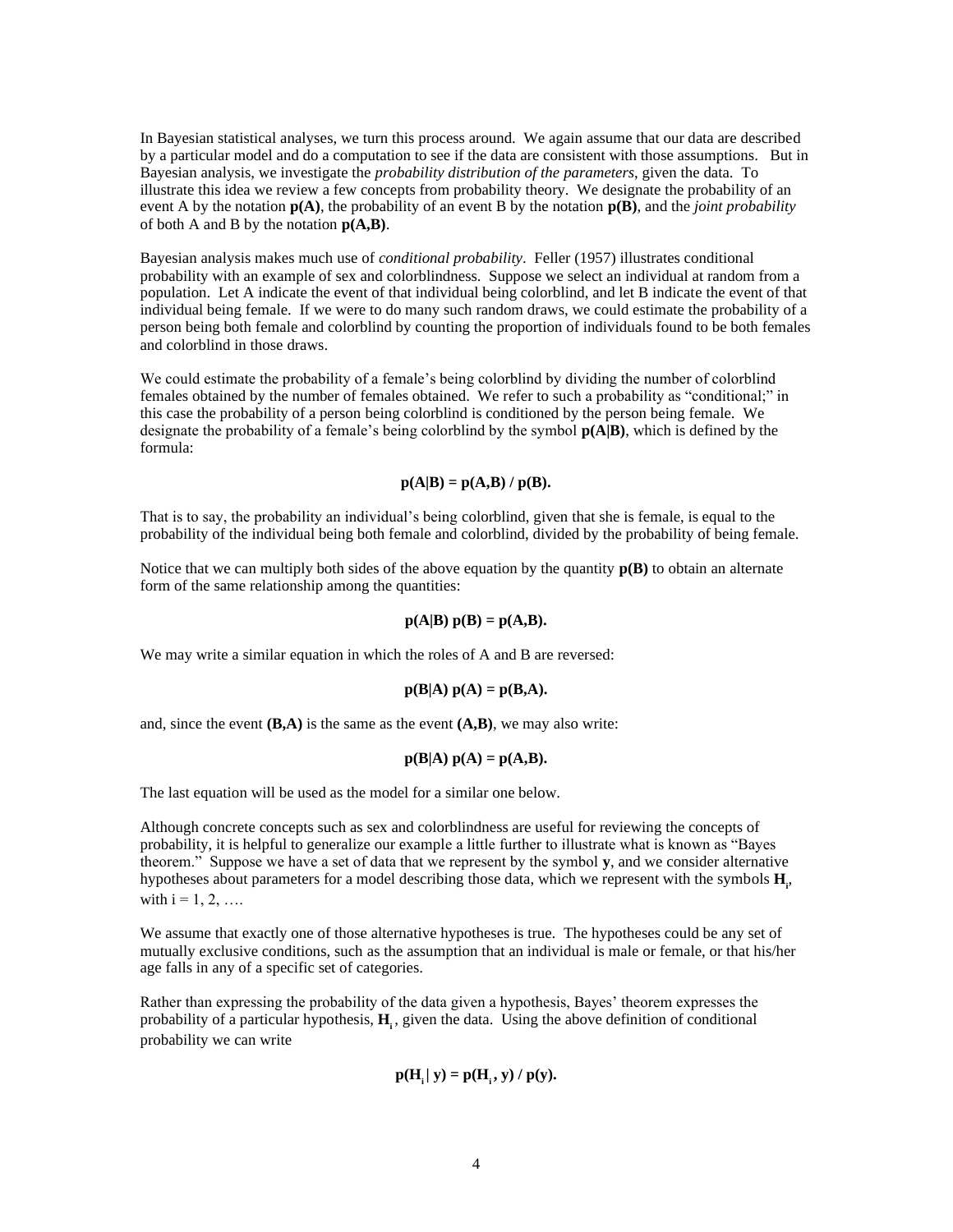In Bayesian statistical analyses, we turn this process around. We again assume that our data are described by a particular model and do a computation to see if the data are consistent with those assumptions. But in Bayesian analysis, we investigate the *probability distribution of the parameters*, given the data. To illustrate this idea we review a few concepts from probability theory. We designate the probability of an event A by the notation **p(A)**, the probability of an event B by the notation **p(B)**, and the *joint probability* of both A and B by the notation **p(A,B)**.

Bayesian analysis makes much use of *conditional probability*. Feller (1957) illustrates conditional probability with an example of sex and colorblindness. Suppose we select an individual at random from a population. Let A indicate the event of that individual being colorblind, and let B indicate the event of that individual being female. If we were to do many such random draws, we could estimate the probability of a person being both female and colorblind by counting the proportion of individuals found to be both females and colorblind in those draws.

We could estimate the probability of a female's being colorblind by dividing the number of colorblind females obtained by the number of females obtained. We refer to such a probability as "conditional;" in this case the probability of a person being colorblind is conditioned by the person being female. We designate the probability of a female's being colorblind by the symbol **p(A|B)**, which is defined by the formula:

$$p(A|B) = p(A,B) / p(B).$$

That is to say, the probability an individual's being colorblind, given that she is female, is equal to the probability of the individual being both female and colorblind, divided by the probability of being female.

Notice that we can multiply both sides of the above equation by the quantity **p(B)** to obtain an alternate form of the same relationship among the quantities:

$$p(A|B)\, p(B) = p(A,B).$$

We may write a similar equation in which the roles of A and B are reversed:

$$p(B|A)\, p(A) = p(B,A).$$

and, since the event **(B,A)** is the same as the event **(A,B)**, we may also write:

$$p(B|A)\, p(A) = p(A,B).$$

The last equation will be used as the model for a similar one below.

Although concrete concepts such as sex and colorblindness are useful for reviewing the concepts of probability, it is helpful to generalize our example a little further to illustrate what is known as "Bayes theorem." Suppose we have a set of data that we represent by the symbol **y**, and we consider alternative hypotheses about parameters for a model describing those data, which we represent with the symbols $\mathbf{H}_i$, with i = 1, 2, ….

We assume that exactly one of those alternative hypotheses is true. The hypotheses could be any set of mutually exclusive conditions, such as the assumption that an individual is male or female, or that his/her age falls in any of a specific set of categories.

Rather than expressing the probability of the data given a hypothesis, Bayes' theorem expresses the probability of a particular hypothesis, $\mathbf{H}_i$, given the data. Using the above definition of conditional probability we can write

$$p(H_i \mid y) = p(H_i, y) / p(y).$$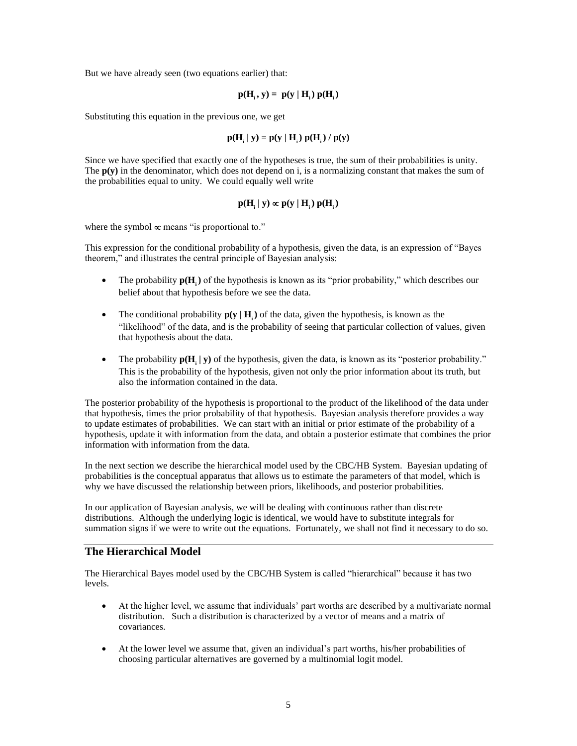But we have already seen (two equations earlier) that:

$$\mathbf{p(H_i\,,\,y) = p(y \mid H_i)\; p(H_i)}$$

Substituting this equation in the previous one, we get

$$\mathbf{p(H_i \mid y) = p(y \mid H_i)\; p(H_i) \,/\, p(y)}$$

Since we have specified that exactly one of the hypotheses is true, the sum of their probabilities is unity. The **p(y)** in the denominator, which does not depend on i, is a normalizing constant that makes the sum of the probabilities equal to unity. We could equally well write

$$\mathbf{p(H_i \mid y) \propto p(y \mid H_i)\; p(H_i)}$$

where the symbol $\propto$ means "is proportional to."

This expression for the conditional probability of a hypothesis, given the data, is an expression of "Bayes theorem," and illustrates the central principle of Bayesian analysis:

- The probability $\mathbf{p(H_i)}$ of the hypothesis is known as its "prior probability," which describes our belief about that hypothesis before we see the data.
- The conditional probability $\mathbf{p(y \mid H_i)}$ of the data, given the hypothesis, is known as the "likelihood" of the data, and is the probability of seeing that particular collection of values, given that hypothesis about the data.
- The probability $\mathbf{p(H_i \mid y)}$ of the hypothesis, given the data, is known as its "posterior probability." This is the probability of the hypothesis, given not only the prior information about its truth, but also the information contained in the data.

The posterior probability of the hypothesis is proportional to the product of the likelihood of the data under that hypothesis, times the prior probability of that hypothesis. Bayesian analysis therefore provides a way to update estimates of probabilities. We can start with an initial or prior estimate of the probability of a hypothesis, update it with information from the data, and obtain a posterior estimate that combines the prior information with information from the data.

In the next section we describe the hierarchical model used by the CBC/HB System. Bayesian updating of probabilities is the conceptual apparatus that allows us to estimate the parameters of that model, which is why we have discussed the relationship between priors, likelihoods, and posterior probabilities.

In our application of Bayesian analysis, we will be dealing with continuous rather than discrete distributions. Although the underlying logic is identical, we would have to substitute integrals for summation signs if we were to write out the equations. Fortunately, we shall not find it necessary to do so.

## The Hierarchical Model

The Hierarchical Bayes model used by the CBC/HB System is called "hierarchical" because it has two levels.

- At the higher level, we assume that individuals' part worths are described by a multivariate normal distribution. Such a distribution is characterized by a vector of means and a matrix of covariances.
- At the lower level we assume that, given an individual's part worths, his/her probabilities of choosing particular alternatives are governed by a multinomial logit model.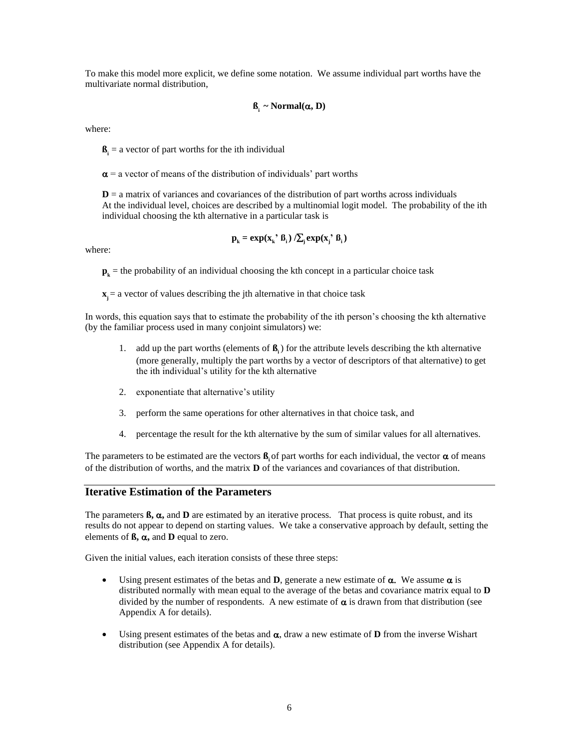To make this model more explicit, we define some notation. We assume individual part worths have the multivariate normal distribution,

$$\boldsymbol{\beta}_i \sim \textbf{Normal}(\boldsymbol{\alpha}, \mathbf{D})$$

where:

$\boldsymbol{\beta}_i$ = a vector of part worths for the ith individual

$\boldsymbol{\alpha}$ = a vector of means of the distribution of individuals' part worths

$\mathbf{D}$ = a matrix of variances and covariances of the distribution of part worths across individuals
At the individual level, choices are described by a multinomial logit model. The probability of the ith individual choosing the kth alternative in a particular task is

$$\mathbf{p}_k = \exp(\mathbf{x}_k' \boldsymbol{\beta}_i) / \textstyle\sum_j \exp(\mathbf{x}_j' \boldsymbol{\beta}_i)$$

where:

$\mathbf{p}_k$ = the probability of an individual choosing the kth concept in a particular choice task

$\mathbf{x}_j$ = a vector of values describing the jth alternative in that choice task

In words, this equation says that to estimate the probability of the ith person's choosing the kth alternative (by the familiar process used in many conjoint simulators) we:

1. add up the part worths (elements of $\boldsymbol{\beta}_i$) for the attribute levels describing the kth alternative (more generally, multiply the part worths by a vector of descriptors of that alternative) to get the ith individual's utility for the kth alternative
2. exponentiate that alternative's utility
3. perform the same operations for other alternatives in that choice task, and
4. percentage the result for the kth alternative by the sum of similar values for all alternatives.

The parameters to be estimated are the vectors $\boldsymbol{\beta}_i$ of part worths for each individual, the vector $\boldsymbol{\alpha}$ of means of the distribution of worths, and the matrix $\mathbf{D}$ of the variances and covariances of that distribution.

## Iterative Estimation of the Parameters

The parameters $\boldsymbol{\beta}$, $\boldsymbol{\alpha}$, and $\mathbf{D}$ are estimated by an iterative process. That process is quite robust, and its results do not appear to depend on starting values. We take a conservative approach by default, setting the elements of $\boldsymbol{\beta}$, $\boldsymbol{\alpha}$, and $\mathbf{D}$ equal to zero.

Given the initial values, each iteration consists of these three steps:

- Using present estimates of the betas and $\mathbf{D}$, generate a new estimate of $\boldsymbol{\alpha}$. We assume $\boldsymbol{\alpha}$ is distributed normally with mean equal to the average of the betas and covariance matrix equal to $\mathbf{D}$ divided by the number of respondents. A new estimate of $\boldsymbol{\alpha}$ is drawn from that distribution (see Appendix A for details).
- Using present estimates of the betas and $\boldsymbol{\alpha}$, draw a new estimate of $\mathbf{D}$ from the inverse Wishart distribution (see Appendix A for details).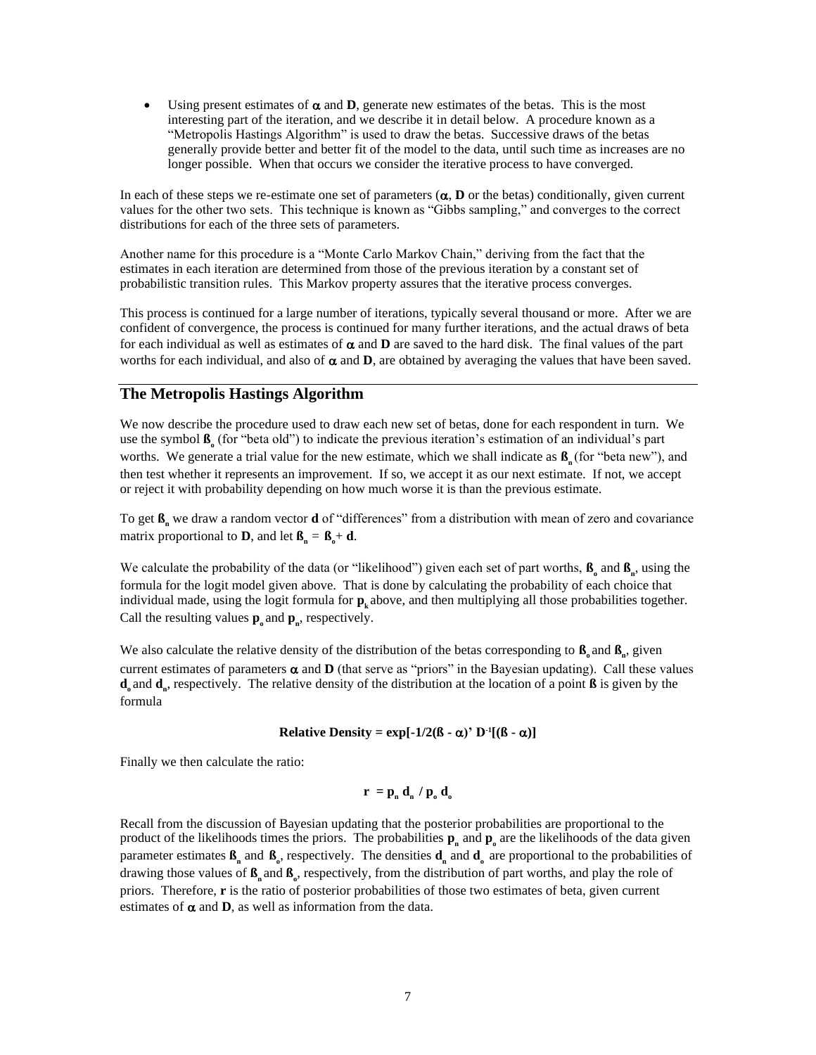- Using present estimates of $\alpha$ and **D**, generate new estimates of the betas. This is the most interesting part of the iteration, and we describe it in detail below. A procedure known as a "Metropolis Hastings Algorithm" is used to draw the betas. Successive draws of the betas generally provide better and better fit of the model to the data, until such time as increases are no longer possible. When that occurs we consider the iterative process to have converged.

In each of these steps we re-estimate one set of parameters ($\alpha$, **D** or the betas) conditionally, given current values for the other two sets. This technique is known as "Gibbs sampling," and converges to the correct distributions for each of the three sets of parameters.

Another name for this procedure is a "Monte Carlo Markov Chain," deriving from the fact that the estimates in each iteration are determined from those of the previous iteration by a constant set of probabilistic transition rules. This Markov property assures that the iterative process converges.

This process is continued for a large number of iterations, typically several thousand or more. After we are confident of convergence, the process is continued for many further iterations, and the actual draws of beta for each individual as well as estimates of $\alpha$ and **D** are saved to the hard disk. The final values of the part worths for each individual, and also of $\alpha$ and **D**, are obtained by averaging the values that have been saved.

## The Metropolis Hastings Algorithm

We now describe the procedure used to draw each new set of betas, done for each respondent in turn. We use the symbol $\mathbf{ß_o}$ (for "beta old") to indicate the previous iteration's estimation of an individual's part worths. We generate a trial value for the new estimate, which we shall indicate as $\mathbf{ß_n}$ (for "beta new"), and then test whether it represents an improvement. If so, we accept it as our next estimate. If not, we accept or reject it with probability depending on how much worse it is than the previous estimate.

To get $\mathbf{ß_n}$ we draw a random vector **d** of "differences" from a distribution with mean of zero and covariance matrix proportional to **D**, and let $\mathbf{ß_n} = \mathbf{ß_o} + \mathbf{d}$.

We calculate the probability of the data (or "likelihood") given each set of part worths, $\mathbf{ß_o}$ and $\mathbf{ß_n}$, using the formula for the logit model given above. That is done by calculating the probability of each choice that individual made, using the logit formula for $\mathbf{p_k}$ above, and then multiplying all those probabilities together. Call the resulting values $\mathbf{p_o}$ and $\mathbf{p_n}$, respectively.

We also calculate the relative density of the distribution of the betas corresponding to $\mathbf{ß_o}$ and $\mathbf{ß_n}$, given current estimates of parameters $\alpha$ and **D** (that serve as "priors" in the Bayesian updating). Call these values $\mathbf{d_o}$ and $\mathbf{d_n}$, respectively. The relative density of the distribution at the location of a point **ß** is given by the formula

$$\textbf{Relative Density} = \exp[-1/2(ß - \alpha)' \mathbf{D}^{-1}[(ß - \alpha)]$$

Finally we then calculate the ratio:

$$\mathbf{r} = \mathbf{p_n}\,\mathbf{d_n} \,/\, \mathbf{p_o}\,\mathbf{d_o}$$

Recall from the discussion of Bayesian updating that the posterior probabilities are proportional to the product of the likelihoods times the priors. The probabilities $\mathbf{p_n}$ and $\mathbf{p_o}$ are the likelihoods of the data given parameter estimates $\mathbf{ß_n}$ and $\mathbf{ß_o}$, respectively. The densities $\mathbf{d_n}$ and $\mathbf{d_o}$ are proportional to the probabilities of drawing those values of $\mathbf{ß_n}$ and $\mathbf{ß_o}$, respectively, from the distribution of part worths, and play the role of priors. Therefore, **r** is the ratio of posterior probabilities of those two estimates of beta, given current estimates of $\alpha$ and **D**, as well as information from the data.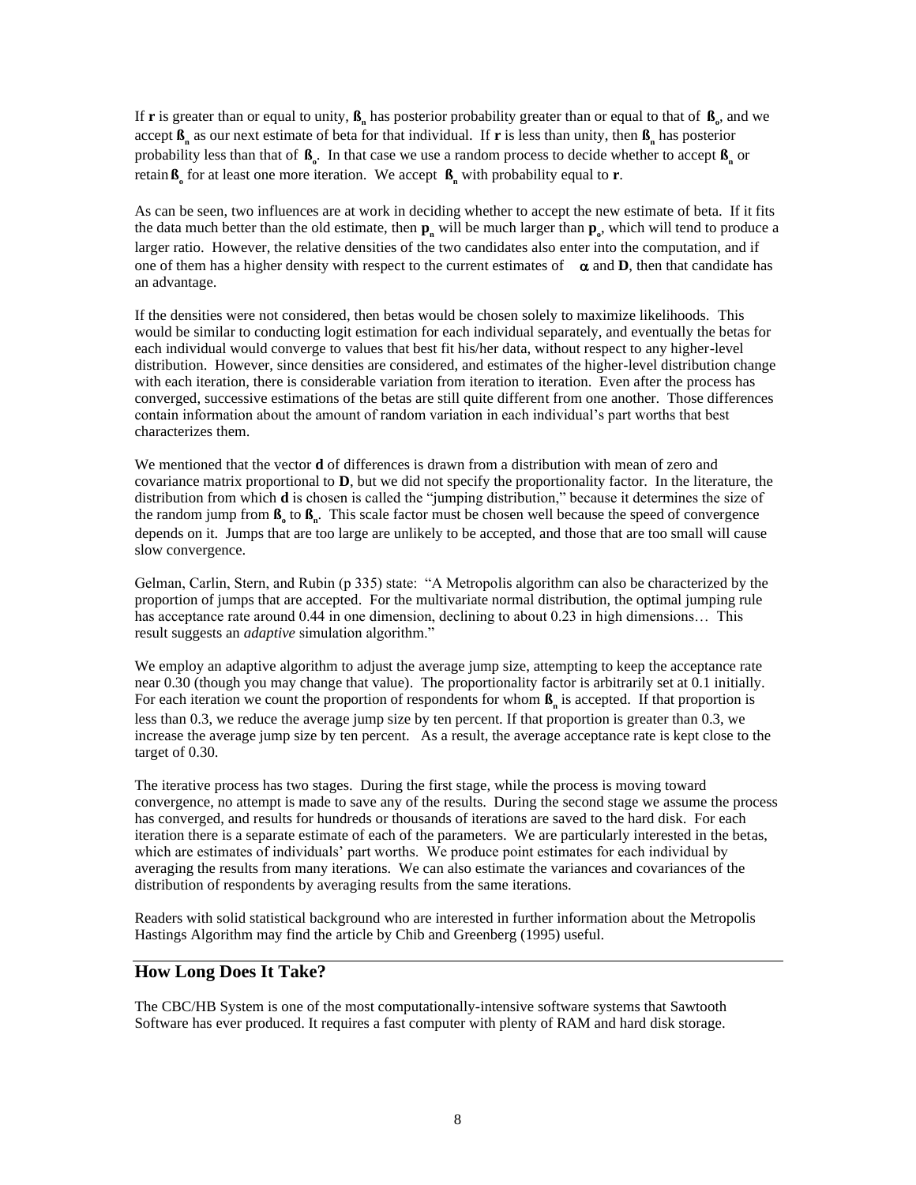If **r** is greater than or equal to unity, $\boldsymbol{\beta}_n$ has posterior probability greater than or equal to that of $\boldsymbol{\beta}_o$, and we accept $\boldsymbol{\beta}_n$ as our next estimate of beta for that individual. If **r** is less than unity, then $\boldsymbol{\beta}_n$ has posterior probability less than that of $\boldsymbol{\beta}_o$. In that case we use a random process to decide whether to accept $\boldsymbol{\beta}_n$ or retain $\boldsymbol{\beta}_o$ for at least one more iteration. We accept $\boldsymbol{\beta}_n$ with probability equal to **r**.

As can be seen, two influences are at work in deciding whether to accept the new estimate of beta. If it fits the data much better than the old estimate, then $\mathbf{p}_n$ will be much larger than $\mathbf{p}_o$, which will tend to produce a larger ratio. However, the relative densities of the two candidates also enter into the computation, and if one of them has a higher density with respect to the current estimates of $\boldsymbol{\alpha}$ and **D**, then that candidate has an advantage.

If the densities were not considered, then betas would be chosen solely to maximize likelihoods. This would be similar to conducting logit estimation for each individual separately, and eventually the betas for each individual would converge to values that best fit his/her data, without respect to any higher-level distribution. However, since densities are considered, and estimates of the higher-level distribution change with each iteration, there is considerable variation from iteration to iteration. Even after the process has converged, successive estimations of the betas are still quite different from one another. Those differences contain information about the amount of random variation in each individual's part worths that best characterizes them.

We mentioned that the vector **d** of differences is drawn from a distribution with mean of zero and covariance matrix proportional to **D**, but we did not specify the proportionality factor. In the literature, the distribution from which **d** is chosen is called the "jumping distribution," because it determines the size of the random jump from $\boldsymbol{\beta}_o$ to $\boldsymbol{\beta}_n$. This scale factor must be chosen well because the speed of convergence depends on it. Jumps that are too large are unlikely to be accepted, and those that are too small will cause slow convergence.

Gelman, Carlin, Stern, and Rubin (p 335) state: "A Metropolis algorithm can also be characterized by the proportion of jumps that are accepted. For the multivariate normal distribution, the optimal jumping rule has acceptance rate around 0.44 in one dimension, declining to about 0.23 in high dimensions… This result suggests an *adaptive* simulation algorithm."

We employ an adaptive algorithm to adjust the average jump size, attempting to keep the acceptance rate near 0.30 (though you may change that value). The proportionality factor is arbitrarily set at 0.1 initially. For each iteration we count the proportion of respondents for whom $\boldsymbol{\beta}_n$ is accepted. If that proportion is less than 0.3, we reduce the average jump size by ten percent. If that proportion is greater than 0.3, we increase the average jump size by ten percent. As a result, the average acceptance rate is kept close to the target of 0.30.

The iterative process has two stages. During the first stage, while the process is moving toward convergence, no attempt is made to save any of the results. During the second stage we assume the process has converged, and results for hundreds or thousands of iterations are saved to the hard disk. For each iteration there is a separate estimate of each of the parameters. We are particularly interested in the betas, which are estimates of individuals' part worths. We produce point estimates for each individual by averaging the results from many iterations. We can also estimate the variances and covariances of the distribution of respondents by averaging results from the same iterations.

Readers with solid statistical background who are interested in further information about the Metropolis Hastings Algorithm may find the article by Chib and Greenberg (1995) useful.

## How Long Does It Take?

The CBC/HB System is one of the most computationally-intensive software systems that Sawtooth Software has ever produced. It requires a fast computer with plenty of RAM and hard disk storage.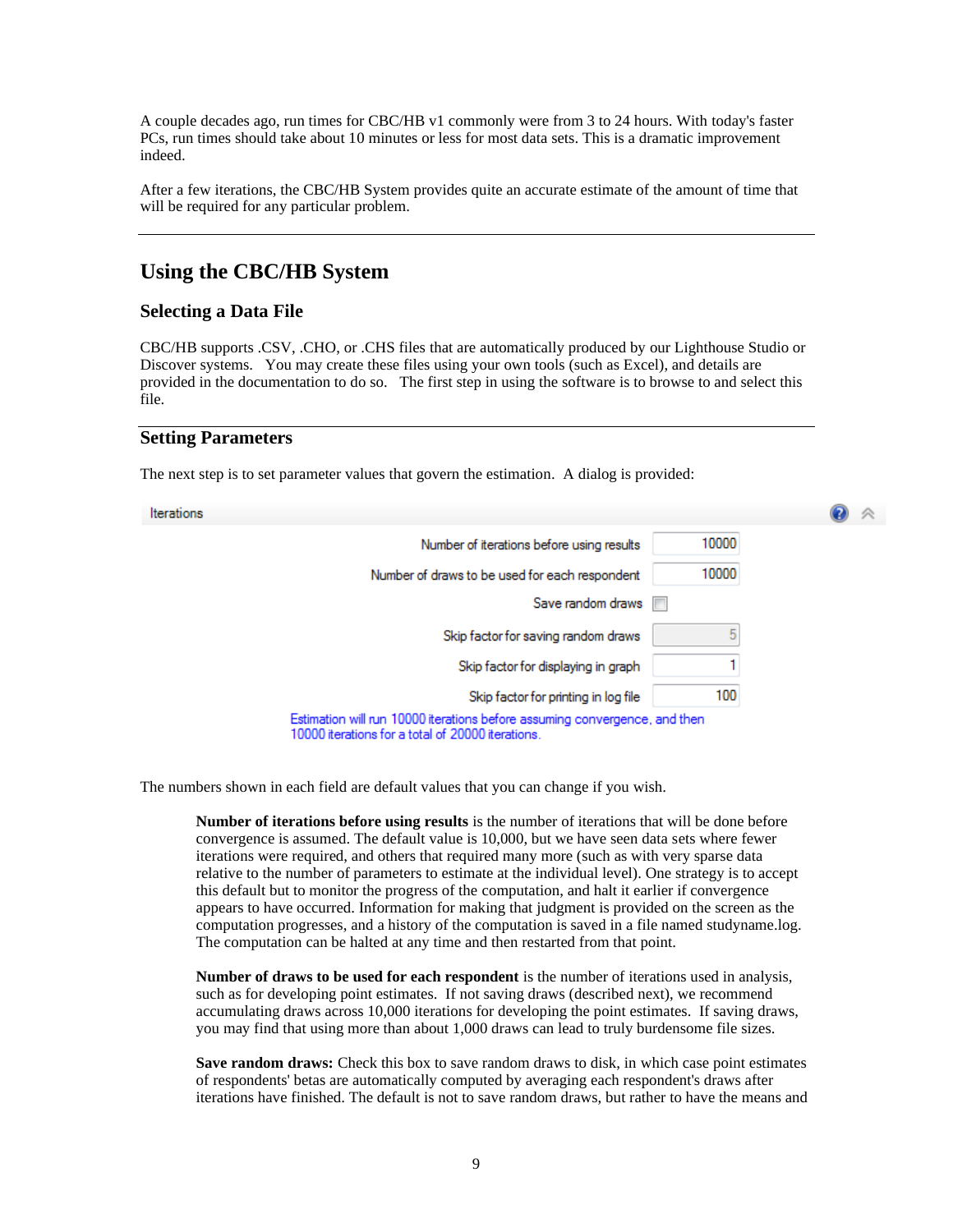A couple decades ago, run times for CBC/HB v1 commonly were from 3 to 24 hours. With today's faster PCs, run times should take about 10 minutes or less for most data sets. This is a dramatic improvement indeed.

After a few iterations, the CBC/HB System provides quite an accurate estimate of the amount of time that will be required for any particular problem.

---

## Using the CBC/HB System

### Selecting a Data File

CBC/HB supports .CSV, .CHO, or .CHS files that are automatically produced by our Lighthouse Studio or Discover systems.  You may create these files using your own tools (such as Excel), and details are provided in the documentation to do so.  The first step in using the software is to browse to and select this file.

---

### Setting Parameters

The next step is to set parameter values that govern the estimation.  A dialog is provided:

Iterations

| Setting | Value |
|---|---|
| Number of iterations before using results | 10000 |
| Number of draws to be used for each respondent | 10000 |
| Save random draws | ☐ |
| Skip factor for saving random draws | 5 |
| Skip factor for displaying in graph | 1 |
| Skip factor for printing in log file | 100 |

Estimation will run 10000 iterations before assuming convergence, and then 10000 iterations for a total of 20000 iterations.

The numbers shown in each field are default values that you can change if you wish.

> **Number of iterations before using results** is the number of iterations that will be done before convergence is assumed. The default value is 10,000, but we have seen data sets where fewer iterations were required, and others that required many more (such as with very sparse data relative to the number of parameters to estimate at the individual level). One strategy is to accept this default but to monitor the progress of the computation, and halt it earlier if convergence appears to have occurred. Information for making that judgment is provided on the screen as the computation progresses, and a history of the computation is saved in a file named studyname.log. The computation can be halted at any time and then restarted from that point.
>
> **Number of draws to be used for each respondent** is the number of iterations used in analysis, such as for developing point estimates.  If not saving draws (described next), we recommend accumulating draws across 10,000 iterations for developing the point estimates.  If saving draws, you may find that using more than about 1,000 draws can lead to truly burdensome file sizes.
>
> **Save random draws:** Check this box to save random draws to disk, in which case point estimates of respondents' betas are automatically computed by averaging each respondent's draws after iterations have finished. The default is not to save random draws, but rather to have the means and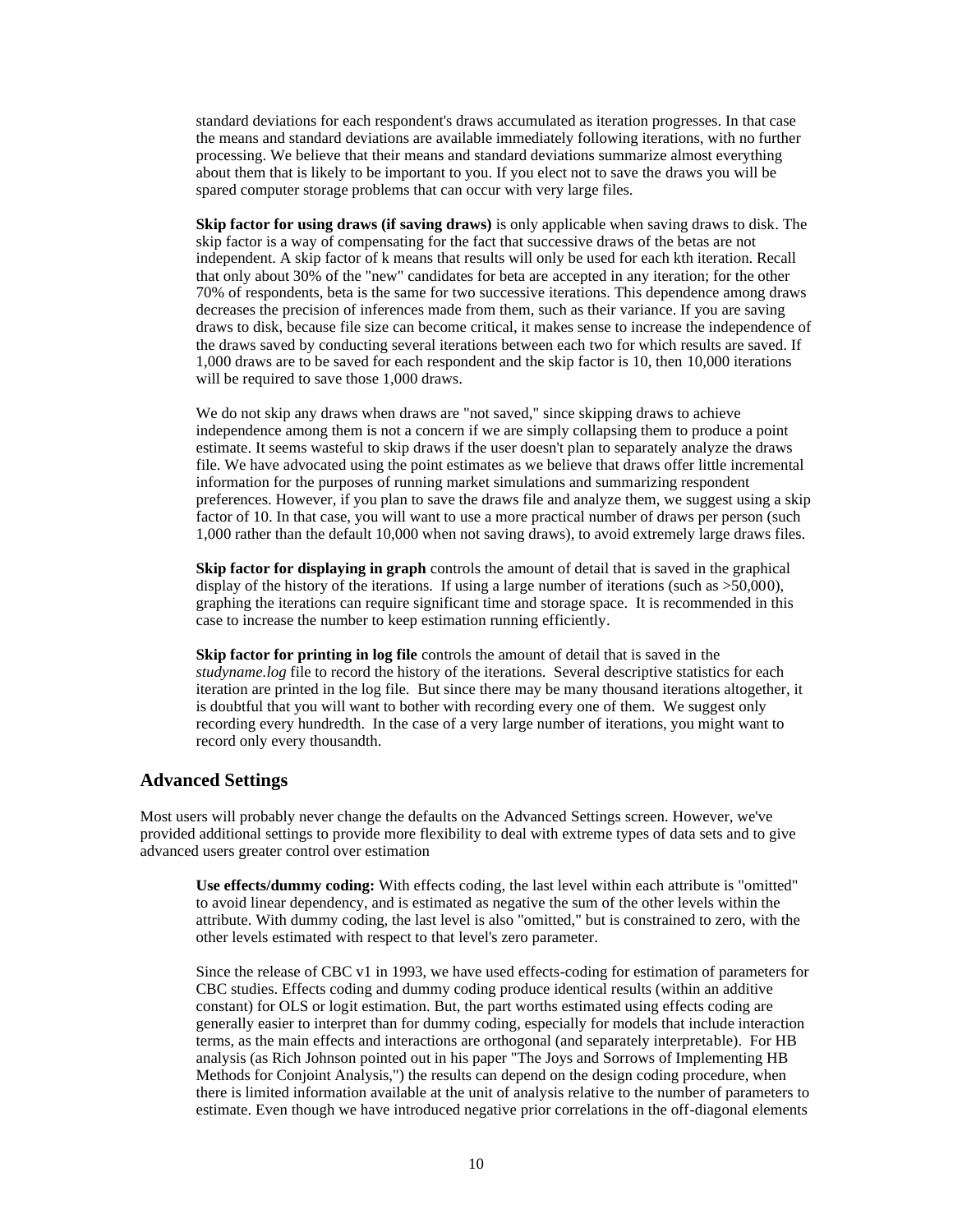standard deviations for each respondent's draws accumulated as iteration progresses. In that case the means and standard deviations are available immediately following iterations, with no further processing. We believe that their means and standard deviations summarize almost everything about them that is likely to be important to you. If you elect not to save the draws you will be spared computer storage problems that can occur with very large files.

**Skip factor for using draws (if saving draws)** is only applicable when saving draws to disk. The skip factor is a way of compensating for the fact that successive draws of the betas are not independent. A skip factor of k means that results will only be used for each kth iteration. Recall that only about 30% of the "new" candidates for beta are accepted in any iteration; for the other 70% of respondents, beta is the same for two successive iterations. This dependence among draws decreases the precision of inferences made from them, such as their variance. If you are saving draws to disk, because file size can become critical, it makes sense to increase the independence of the draws saved by conducting several iterations between each two for which results are saved. If 1,000 draws are to be saved for each respondent and the skip factor is 10, then 10,000 iterations will be required to save those 1,000 draws.

We do not skip any draws when draws are "not saved," since skipping draws to achieve independence among them is not a concern if we are simply collapsing them to produce a point estimate. It seems wasteful to skip draws if the user doesn't plan to separately analyze the draws file. We have advocated using the point estimates as we believe that draws offer little incremental information for the purposes of running market simulations and summarizing respondent preferences. However, if you plan to save the draws file and analyze them, we suggest using a skip factor of 10. In that case, you will want to use a more practical number of draws per person (such 1,000 rather than the default 10,000 when not saving draws), to avoid extremely large draws files.

**Skip factor for displaying in graph** controls the amount of detail that is saved in the graphical display of the history of the iterations. If using a large number of iterations (such as >50,000), graphing the iterations can require significant time and storage space. It is recommended in this case to increase the number to keep estimation running efficiently.

**Skip factor for printing in log file** controls the amount of detail that is saved in the *studyname.log* file to record the history of the iterations. Several descriptive statistics for each iteration are printed in the log file. But since there may be many thousand iterations altogether, it is doubtful that you will want to bother with recording every one of them. We suggest only recording every hundredth. In the case of a very large number of iterations, you might want to record only every thousandth.

## Advanced Settings

Most users will probably never change the defaults on the Advanced Settings screen. However, we've provided additional settings to provide more flexibility to deal with extreme types of data sets and to give advanced users greater control over estimation

**Use effects/dummy coding:** With effects coding, the last level within each attribute is "omitted" to avoid linear dependency, and is estimated as negative the sum of the other levels within the attribute. With dummy coding, the last level is also "omitted," but is constrained to zero, with the other levels estimated with respect to that level's zero parameter.

Since the release of CBC v1 in 1993, we have used effects-coding for estimation of parameters for CBC studies. Effects coding and dummy coding produce identical results (within an additive constant) for OLS or logit estimation. But, the part worths estimated using effects coding are generally easier to interpret than for dummy coding, especially for models that include interaction terms, as the main effects and interactions are orthogonal (and separately interpretable). For HB analysis (as Rich Johnson pointed out in his paper "The Joys and Sorrows of Implementing HB Methods for Conjoint Analysis,") the results can depend on the design coding procedure, when there is limited information available at the unit of analysis relative to the number of parameters to estimate. Even though we have introduced negative prior correlations in the off-diagonal elements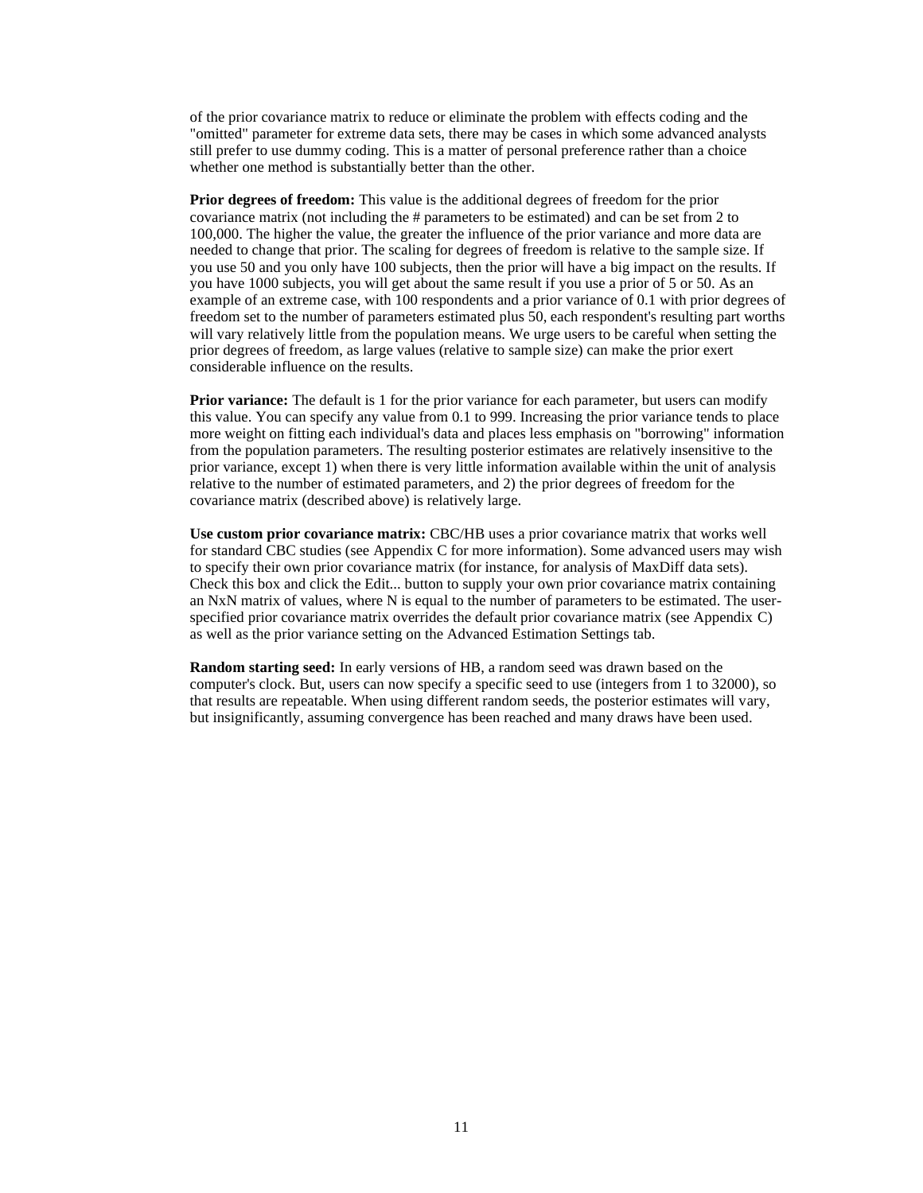of the prior covariance matrix to reduce or eliminate the problem with effects coding and the "omitted" parameter for extreme data sets, there may be cases in which some advanced analysts still prefer to use dummy coding. This is a matter of personal preference rather than a choice whether one method is substantially better than the other.

**Prior degrees of freedom:** This value is the additional degrees of freedom for the prior covariance matrix (not including the # parameters to be estimated) and can be set from 2 to 100,000. The higher the value, the greater the influence of the prior variance and more data are needed to change that prior. The scaling for degrees of freedom is relative to the sample size. If you use 50 and you only have 100 subjects, then the prior will have a big impact on the results. If you have 1000 subjects, you will get about the same result if you use a prior of 5 or 50. As an example of an extreme case, with 100 respondents and a prior variance of 0.1 with prior degrees of freedom set to the number of parameters estimated plus 50, each respondent's resulting part worths will vary relatively little from the population means. We urge users to be careful when setting the prior degrees of freedom, as large values (relative to sample size) can make the prior exert considerable influence on the results.

**Prior variance:** The default is 1 for the prior variance for each parameter, but users can modify this value. You can specify any value from 0.1 to 999. Increasing the prior variance tends to place more weight on fitting each individual's data and places less emphasis on "borrowing" information from the population parameters. The resulting posterior estimates are relatively insensitive to the prior variance, except 1) when there is very little information available within the unit of analysis relative to the number of estimated parameters, and 2) the prior degrees of freedom for the covariance matrix (described above) is relatively large.

**Use custom prior covariance matrix:** CBC/HB uses a prior covariance matrix that works well for standard CBC studies (see Appendix C for more information). Some advanced users may wish to specify their own prior covariance matrix (for instance, for analysis of MaxDiff data sets). Check this box and click the Edit... button to supply your own prior covariance matrix containing an NxN matrix of values, where N is equal to the number of parameters to be estimated. The user-specified prior covariance matrix overrides the default prior covariance matrix (see Appendix C) as well as the prior variance setting on the Advanced Estimation Settings tab.

**Random starting seed:** In early versions of HB, a random seed was drawn based on the computer's clock. But, users can now specify a specific seed to use (integers from 1 to 32000), so that results are repeatable. When using different random seeds, the posterior estimates will vary, but insignificantly, assuming convergence has been reached and many draws have been used.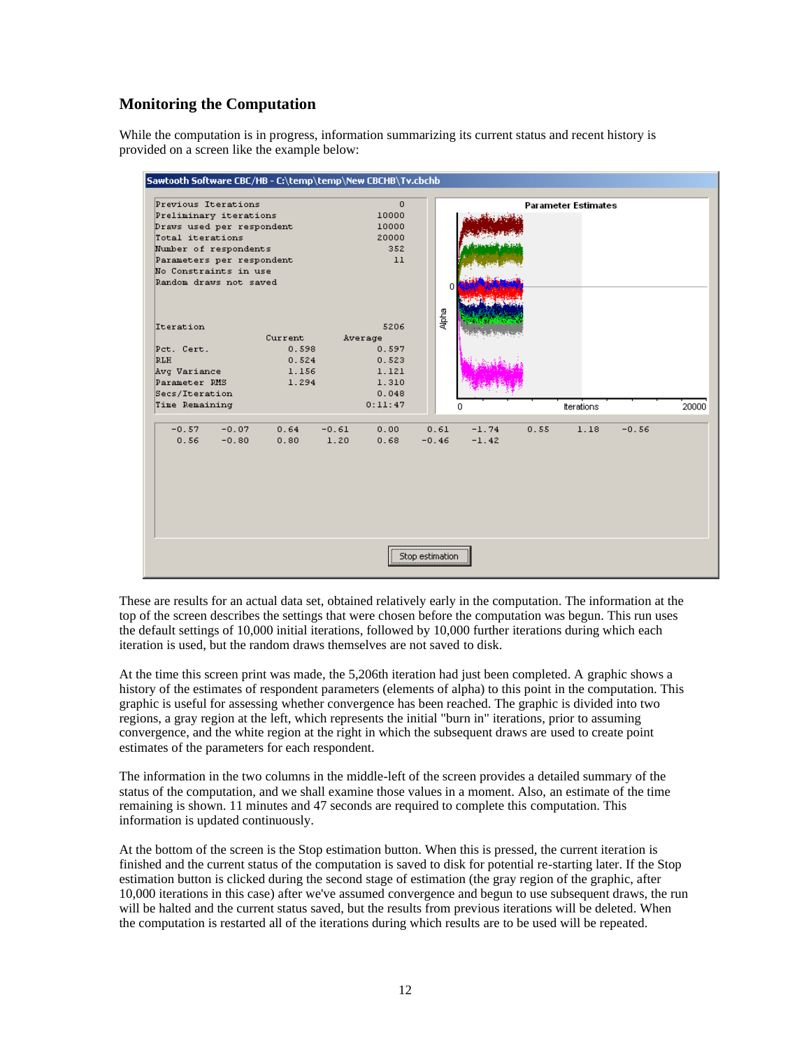## Monitoring the Computation

While the computation is in progress, information summarizing its current status and recent history is provided on a screen like the example below:

```
Sawtooth Software CBC/HB - C:\temp\temp\New CBCHB\Tv.cbchb

Previous Iterations                   0
Preliminary iterations            10000
Draws used per respondent         10000
Total iterations                  20000
Number of respondents               352
Parameters per respondent            11
No Constraints in use
Random draws not saved

Iteration                          5206
                  Current      Average
Pct. Cert.         0.598        0.597
RLH                0.524        0.523
Avg Variance       1.156        1.121
Parameter RMS      1.294        1.310
Secs/Iteration                  0.048
Time Remaining                0:11:47

 -0.57  -0.07   0.64  -0.61   0.00   0.61  -1.74   0.55   1.18  -0.56
  0.56  -0.80   0.80   1.20   0.68  -0.46  -1.42

                         [Stop estimation]
```

These are results for an actual data set, obtained relatively early in the computation. The information at the top of the screen describes the settings that were chosen before the computation was begun. This run uses the default settings of 10,000 initial iterations, followed by 10,000 further iterations during which each iteration is used, but the random draws themselves are not saved to disk.

At the time this screen print was made, the 5,206th iteration had just been completed. A graphic shows a history of the estimates of respondent parameters (elements of alpha) to this point in the computation. This graphic is useful for assessing whether convergence has been reached. The graphic is divided into two regions, a gray region at the left, which represents the initial "burn in" iterations, prior to assuming convergence, and the white region at the right in which the subsequent draws are used to create point estimates of the parameters for each respondent.

The information in the two columns in the middle-left of the screen provides a detailed summary of the status of the computation, and we shall examine those values in a moment. Also, an estimate of the time remaining is shown. 11 minutes and 47 seconds are required to complete this computation. This information is updated continuously.

At the bottom of the screen is the Stop estimation button. When this is pressed, the current iteration is finished and the current status of the computation is saved to disk for potential re-starting later. If the Stop estimation button is clicked during the second stage of estimation (the gray region of the graphic, after 10,000 iterations in this case) after we've assumed convergence and begun to use subsequent draws, the run will be halted and the current status saved, but the results from previous iterations will be deleted. When the computation is restarted all of the iterations during which results are to be used will be repeated.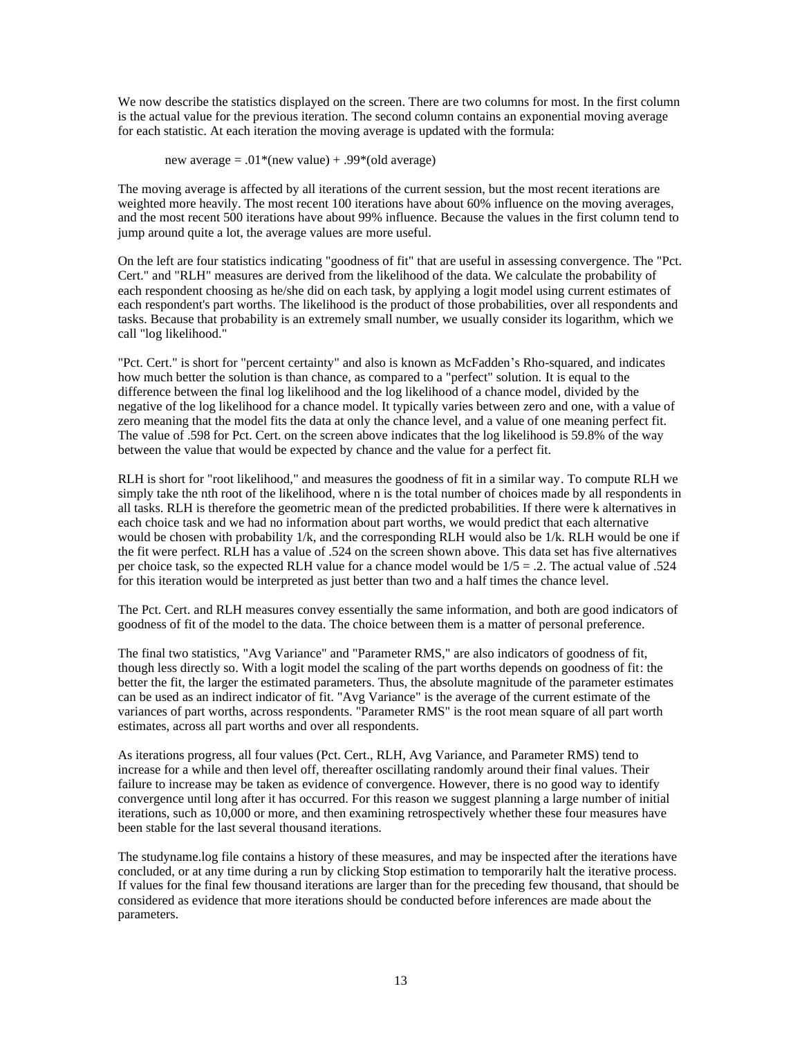We now describe the statistics displayed on the screen. There are two columns for most. In the first column is the actual value for the previous iteration. The second column contains an exponential moving average for each statistic. At each iteration the moving average is updated with the formula:

new average = .01*(new value) + .99*(old average)

The moving average is affected by all iterations of the current session, but the most recent iterations are weighted more heavily. The most recent 100 iterations have about 60% influence on the moving averages, and the most recent 500 iterations have about 99% influence. Because the values in the first column tend to jump around quite a lot, the average values are more useful.

On the left are four statistics indicating "goodness of fit" that are useful in assessing convergence. The "Pct. Cert." and "RLH" measures are derived from the likelihood of the data. We calculate the probability of each respondent choosing as he/she did on each task, by applying a logit model using current estimates of each respondent's part worths. The likelihood is the product of those probabilities, over all respondents and tasks. Because that probability is an extremely small number, we usually consider its logarithm, which we call "log likelihood."

"Pct. Cert." is short for "percent certainty" and also is known as McFadden's Rho-squared, and indicates how much better the solution is than chance, as compared to a "perfect" solution. It is equal to the difference between the final log likelihood and the log likelihood of a chance model, divided by the negative of the log likelihood for a chance model. It typically varies between zero and one, with a value of zero meaning that the model fits the data at only the chance level, and a value of one meaning perfect fit. The value of .598 for Pct. Cert. on the screen above indicates that the log likelihood is 59.8% of the way between the value that would be expected by chance and the value for a perfect fit.

RLH is short for "root likelihood," and measures the goodness of fit in a similar way. To compute RLH we simply take the nth root of the likelihood, where n is the total number of choices made by all respondents in all tasks. RLH is therefore the geometric mean of the predicted probabilities. If there were k alternatives in each choice task and we had no information about part worths, we would predict that each alternative would be chosen with probability 1/k, and the corresponding RLH would also be 1/k. RLH would be one if the fit were perfect. RLH has a value of .524 on the screen shown above. This data set has five alternatives per choice task, so the expected RLH value for a chance model would be 1/5 = .2. The actual value of .524 for this iteration would be interpreted as just better than two and a half times the chance level.

The Pct. Cert. and RLH measures convey essentially the same information, and both are good indicators of goodness of fit of the model to the data. The choice between them is a matter of personal preference.

The final two statistics, "Avg Variance" and "Parameter RMS," are also indicators of goodness of fit, though less directly so. With a logit model the scaling of the part worths depends on goodness of fit: the better the fit, the larger the estimated parameters. Thus, the absolute magnitude of the parameter estimates can be used as an indirect indicator of fit. "Avg Variance" is the average of the current estimate of the variances of part worths, across respondents. "Parameter RMS" is the root mean square of all part worth estimates, across all part worths and over all respondents.

As iterations progress, all four values (Pct. Cert., RLH, Avg Variance, and Parameter RMS) tend to increase for a while and then level off, thereafter oscillating randomly around their final values. Their failure to increase may be taken as evidence of convergence. However, there is no good way to identify convergence until long after it has occurred. For this reason we suggest planning a large number of initial iterations, such as 10,000 or more, and then examining retrospectively whether these four measures have been stable for the last several thousand iterations.

The studyname.log file contains a history of these measures, and may be inspected after the iterations have concluded, or at any time during a run by clicking Stop estimation to temporarily halt the iterative process. If values for the final few thousand iterations are larger than for the preceding few thousand, that should be considered as evidence that more iterations should be conducted before inferences are made about the parameters.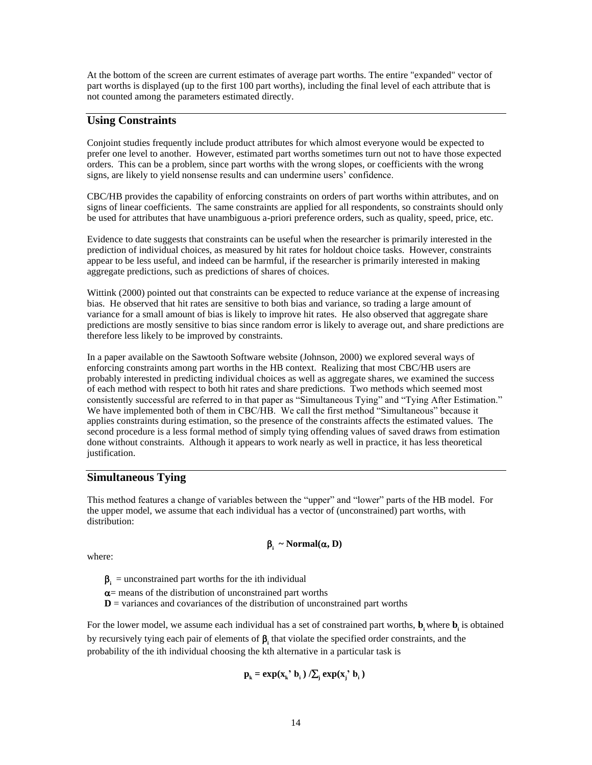At the bottom of the screen are current estimates of average part worths. The entire "expanded" vector of part worths is displayed (up to the first 100 part worths), including the final level of each attribute that is not counted among the parameters estimated directly.

## Using Constraints

Conjoint studies frequently include product attributes for which almost everyone would be expected to prefer one level to another. However, estimated part worths sometimes turn out not to have those expected orders. This can be a problem, since part worths with the wrong slopes, or coefficients with the wrong signs, are likely to yield nonsense results and can undermine users' confidence.

CBC/HB provides the capability of enforcing constraints on orders of part worths within attributes, and on signs of linear coefficients. The same constraints are applied for all respondents, so constraints should only be used for attributes that have unambiguous a-priori preference orders, such as quality, speed, price, etc.

Evidence to date suggests that constraints can be useful when the researcher is primarily interested in the prediction of individual choices, as measured by hit rates for holdout choice tasks. However, constraints appear to be less useful, and indeed can be harmful, if the researcher is primarily interested in making aggregate predictions, such as predictions of shares of choices.

Wittink (2000) pointed out that constraints can be expected to reduce variance at the expense of increasing bias. He observed that hit rates are sensitive to both bias and variance, so trading a large amount of variance for a small amount of bias is likely to improve hit rates. He also observed that aggregate share predictions are mostly sensitive to bias since random error is likely to average out, and share predictions are therefore less likely to be improved by constraints.

In a paper available on the Sawtooth Software website (Johnson, 2000) we explored several ways of enforcing constraints among part worths in the HB context. Realizing that most CBC/HB users are probably interested in predicting individual choices as well as aggregate shares, we examined the success of each method with respect to both hit rates and share predictions. Two methods which seemed most consistently successful are referred to in that paper as "Simultaneous Tying" and "Tying After Estimation." We have implemented both of them in CBC/HB. We call the first method "Simultaneous" because it applies constraints during estimation, so the presence of the constraints affects the estimated values. The second procedure is a less formal method of simply tying offending values of saved draws from estimation done without constraints. Although it appears to work nearly as well in practice, it has less theoretical justification.

## Simultaneous Tying

This method features a change of variables between the "upper" and "lower" parts of the HB model. For the upper model, we assume that each individual has a vector of (unconstrained) part worths, with distribution:

$$\beta_i \sim \text{Normal}(\alpha, \mathbf{D})$$

where:

$\beta_i$ = unconstrained part worths for the ith individual  
$\alpha$= means of the distribution of unconstrained part worths  
$\mathbf{D}$ = variances and covariances of the distribution of unconstrained part worths

For the lower model, we assume each individual has a set of constrained part worths, $\mathbf{b}_i$ where $\mathbf{b}_i$ is obtained by recursively tying each pair of elements of $\beta_i$ that violate the specified order constraints, and the probability of the ith individual choosing the kth alternative in a particular task is

$$\mathbf{p}_k = \exp(\mathbf{x}_k' \, \mathbf{b}_i) / \textstyle\sum_j \exp(\mathbf{x}_j' \, \mathbf{b}_i)$$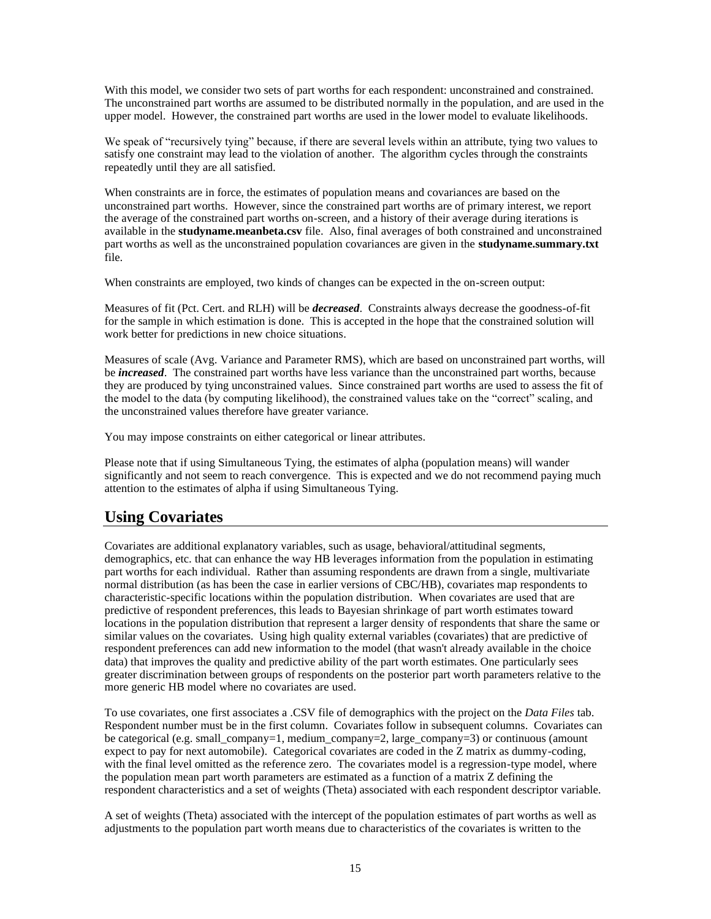With this model, we consider two sets of part worths for each respondent: unconstrained and constrained. The unconstrained part worths are assumed to be distributed normally in the population, and are used in the upper model. However, the constrained part worths are used in the lower model to evaluate likelihoods.

We speak of "recursively tying" because, if there are several levels within an attribute, tying two values to satisfy one constraint may lead to the violation of another. The algorithm cycles through the constraints repeatedly until they are all satisfied.

When constraints are in force, the estimates of population means and covariances are based on the unconstrained part worths. However, since the constrained part worths are of primary interest, we report the average of the constrained part worths on-screen, and a history of their average during iterations is available in the **studyname.meanbeta.csv** file. Also, final averages of both constrained and unconstrained part worths as well as the unconstrained population covariances are given in the **studyname.summary.txt** file.

When constraints are employed, two kinds of changes can be expected in the on-screen output:

Measures of fit (Pct. Cert. and RLH) will be ***decreased***. Constraints always decrease the goodness-of-fit for the sample in which estimation is done. This is accepted in the hope that the constrained solution will work better for predictions in new choice situations.

Measures of scale (Avg. Variance and Parameter RMS), which are based on unconstrained part worths, will be ***increased***. The constrained part worths have less variance than the unconstrained part worths, because they are produced by tying unconstrained values. Since constrained part worths are used to assess the fit of the model to the data (by computing likelihood), the constrained values take on the "correct" scaling, and the unconstrained values therefore have greater variance.

You may impose constraints on either categorical or linear attributes.

Please note that if using Simultaneous Tying, the estimates of alpha (population means) will wander significantly and not seem to reach convergence. This is expected and we do not recommend paying much attention to the estimates of alpha if using Simultaneous Tying.

## Using Covariates

Covariates are additional explanatory variables, such as usage, behavioral/attitudinal segments, demographics, etc. that can enhance the way HB leverages information from the population in estimating part worths for each individual. Rather than assuming respondents are drawn from a single, multivariate normal distribution (as has been the case in earlier versions of CBC/HB), covariates map respondents to characteristic-specific locations within the population distribution. When covariates are used that are predictive of respondent preferences, this leads to Bayesian shrinkage of part worth estimates toward locations in the population distribution that represent a larger density of respondents that share the same or similar values on the covariates. Using high quality external variables (covariates) that are predictive of respondent preferences can add new information to the model (that wasn't already available in the choice data) that improves the quality and predictive ability of the part worth estimates. One particularly sees greater discrimination between groups of respondents on the posterior part worth parameters relative to the more generic HB model where no covariates are used.

To use covariates, one first associates a .CSV file of demographics with the project on the *Data Files* tab. Respondent number must be in the first column. Covariates follow in subsequent columns. Covariates can be categorical (e.g. small_company=1, medium_company=2, large_company=3) or continuous (amount expect to pay for next automobile). Categorical covariates are coded in the Z matrix as dummy-coding, with the final level omitted as the reference zero. The covariates model is a regression-type model, where the population mean part worth parameters are estimated as a function of a matrix Z defining the respondent characteristics and a set of weights (Theta) associated with each respondent descriptor variable.

A set of weights (Theta) associated with the intercept of the population estimates of part worths as well as adjustments to the population part worth means due to characteristics of the covariates is written to the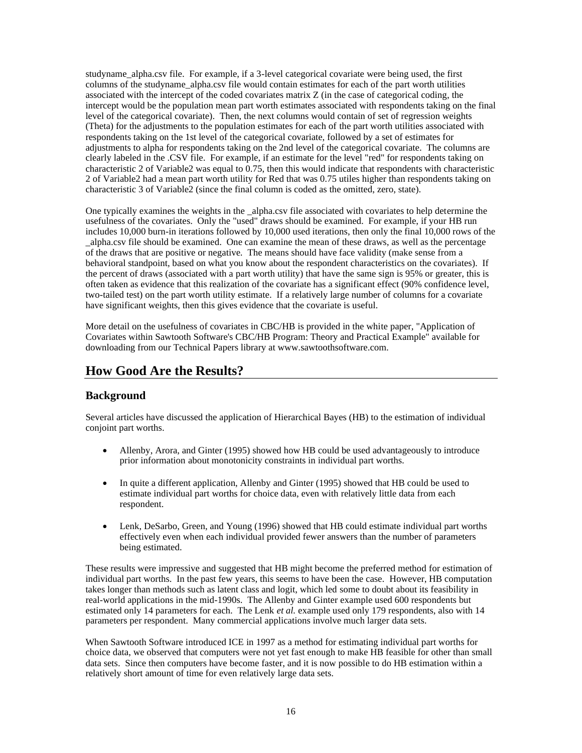studyname_alpha.csv file. For example, if a 3-level categorical covariate were being used, the first columns of the studyname_alpha.csv file would contain estimates for each of the part worth utilities associated with the intercept of the coded covariates matrix Z (in the case of categorical coding, the intercept would be the population mean part worth estimates associated with respondents taking on the final level of the categorical covariate). Then, the next columns would contain of set of regression weights (Theta) for the adjustments to the population estimates for each of the part worth utilities associated with respondents taking on the 1st level of the categorical covariate, followed by a set of estimates for adjustments to alpha for respondents taking on the 2nd level of the categorical covariate. The columns are clearly labeled in the .CSV file. For example, if an estimate for the level "red" for respondents taking on characteristic 2 of Variable2 was equal to 0.75, then this would indicate that respondents with characteristic 2 of Variable2 had a mean part worth utility for Red that was 0.75 utiles higher than respondents taking on characteristic 3 of Variable2 (since the final column is coded as the omitted, zero, state).

One typically examines the weights in the _alpha.csv file associated with covariates to help determine the usefulness of the covariates. Only the "used" draws should be examined. For example, if your HB run includes 10,000 burn-in iterations followed by 10,000 used iterations, then only the final 10,000 rows of the _alpha.csv file should be examined. One can examine the mean of these draws, as well as the percentage of the draws that are positive or negative. The means should have face validity (make sense from a behavioral standpoint, based on what you know about the respondent characteristics on the covariates). If the percent of draws (associated with a part worth utility) that have the same sign is 95% or greater, this is often taken as evidence that this realization of the covariate has a significant effect (90% confidence level, two-tailed test) on the part worth utility estimate. If a relatively large number of columns for a covariate have significant weights, then this gives evidence that the covariate is useful.

More detail on the usefulness of covariates in CBC/HB is provided in the white paper, "Application of Covariates within Sawtooth Software's CBC/HB Program: Theory and Practical Example" available for downloading from our Technical Papers library at www.sawtoothsoftware.com.

# How Good Are the Results?

## Background

Several articles have discussed the application of Hierarchical Bayes (HB) to the estimation of individual conjoint part worths.

- Allenby, Arora, and Ginter (1995) showed how HB could be used advantageously to introduce prior information about monotonicity constraints in individual part worths.

- In quite a different application, Allenby and Ginter (1995) showed that HB could be used to estimate individual part worths for choice data, even with relatively little data from each respondent.

- Lenk, DeSarbo, Green, and Young (1996) showed that HB could estimate individual part worths effectively even when each individual provided fewer answers than the number of parameters being estimated.

These results were impressive and suggested that HB might become the preferred method for estimation of individual part worths. In the past few years, this seems to have been the case. However, HB computation takes longer than methods such as latent class and logit, which led some to doubt about its feasibility in real-world applications in the mid-1990s. The Allenby and Ginter example used 600 respondents but estimated only 14 parameters for each. The Lenk *et al.* example used only 179 respondents, also with 14 parameters per respondent. Many commercial applications involve much larger data sets.

When Sawtooth Software introduced ICE in 1997 as a method for estimating individual part worths for choice data, we observed that computers were not yet fast enough to make HB feasible for other than small data sets. Since then computers have become faster, and it is now possible to do HB estimation within a relatively short amount of time for even relatively large data sets.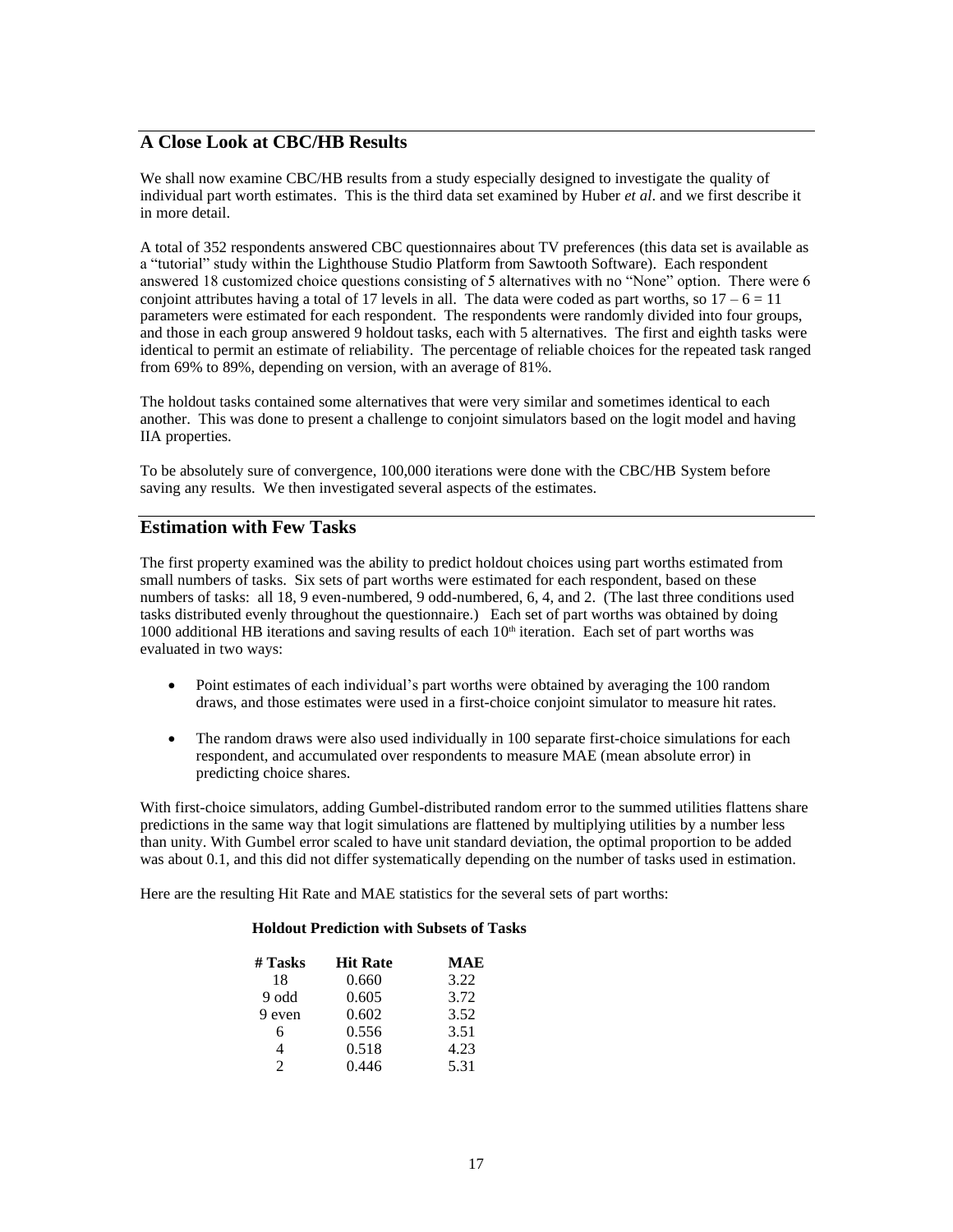## A Close Look at CBC/HB Results

We shall now examine CBC/HB results from a study especially designed to investigate the quality of individual part worth estimates. This is the third data set examined by Huber *et al*. and we first describe it in more detail.

A total of 352 respondents answered CBC questionnaires about TV preferences (this data set is available as a "tutorial" study within the Lighthouse Studio Platform from Sawtooth Software). Each respondent answered 18 customized choice questions consisting of 5 alternatives with no "None" option. There were 6 conjoint attributes having a total of 17 levels in all. The data were coded as part worths, so $17 - 6 = 11$ parameters were estimated for each respondent. The respondents were randomly divided into four groups, and those in each group answered 9 holdout tasks, each with 5 alternatives. The first and eighth tasks were identical to permit an estimate of reliability. The percentage of reliable choices for the repeated task ranged from 69% to 89%, depending on version, with an average of 81%.

The holdout tasks contained some alternatives that were very similar and sometimes identical to each another. This was done to present a challenge to conjoint simulators based on the logit model and having IIA properties.

To be absolutely sure of convergence, 100,000 iterations were done with the CBC/HB System before saving any results. We then investigated several aspects of the estimates.

## Estimation with Few Tasks

The first property examined was the ability to predict holdout choices using part worths estimated from small numbers of tasks. Six sets of part worths were estimated for each respondent, based on these numbers of tasks: all 18, 9 even-numbered, 9 odd-numbered, 6, 4, and 2. (The last three conditions used tasks distributed evenly throughout the questionnaire.) Each set of part worths was obtained by doing 1000 additional HB iterations and saving results of each $10^{th}$ iteration. Each set of part worths was evaluated in two ways:

- Point estimates of each individual's part worths were obtained by averaging the 100 random draws, and those estimates were used in a first-choice conjoint simulator to measure hit rates.
- The random draws were also used individually in 100 separate first-choice simulations for each respondent, and accumulated over respondents to measure MAE (mean absolute error) in predicting choice shares.

With first-choice simulators, adding Gumbel-distributed random error to the summed utilities flattens share predictions in the same way that logit simulations are flattened by multiplying utilities by a number less than unity. With Gumbel error scaled to have unit standard deviation, the optimal proportion to be added was about 0.1, and this did not differ systematically depending on the number of tasks used in estimation.

Here are the resulting Hit Rate and MAE statistics for the several sets of part worths:

**Holdout Prediction with Subsets of Tasks**

| # Tasks | Hit Rate | MAE |
|---|---|---|
| 18 | 0.660 | 3.22 |
| 9 odd | 0.605 | 3.72 |
| 9 even | 0.602 | 3.52 |
| 6 | 0.556 | 3.51 |
| 4 | 0.518 | 4.23 |
| 2 | 0.446 | 5.31 |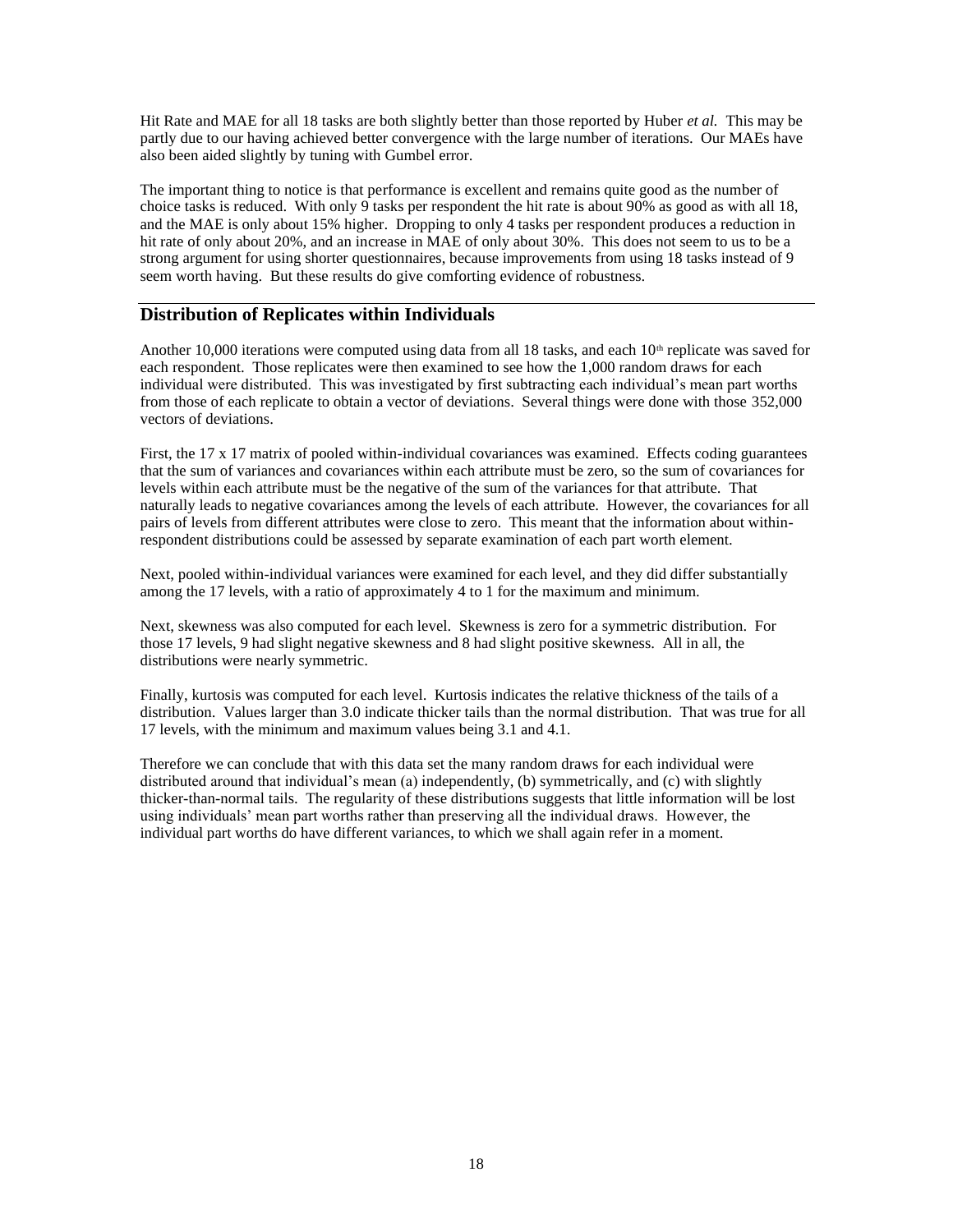Hit Rate and MAE for all 18 tasks are both slightly better than those reported by Huber *et al.* This may be partly due to our having achieved better convergence with the large number of iterations. Our MAEs have also been aided slightly by tuning with Gumbel error.

The important thing to notice is that performance is excellent and remains quite good as the number of choice tasks is reduced. With only 9 tasks per respondent the hit rate is about 90% as good as with all 18, and the MAE is only about 15% higher. Dropping to only 4 tasks per respondent produces a reduction in hit rate of only about 20%, and an increase in MAE of only about 30%. This does not seem to us to be a strong argument for using shorter questionnaires, because improvements from using 18 tasks instead of 9 seem worth having. But these results do give comforting evidence of robustness.

## Distribution of Replicates within Individuals

Another 10,000 iterations were computed using data from all 18 tasks, and each 10th replicate was saved for each respondent. Those replicates were then examined to see how the 1,000 random draws for each individual were distributed. This was investigated by first subtracting each individual's mean part worths from those of each replicate to obtain a vector of deviations. Several things were done with those 352,000 vectors of deviations.

First, the 17 x 17 matrix of pooled within-individual covariances was examined. Effects coding guarantees that the sum of variances and covariances within each attribute must be zero, so the sum of covariances for levels within each attribute must be the negative of the sum of the variances for that attribute. That naturally leads to negative covariances among the levels of each attribute. However, the covariances for all pairs of levels from different attributes were close to zero. This meant that the information about within-respondent distributions could be assessed by separate examination of each part worth element.

Next, pooled within-individual variances were examined for each level, and they did differ substantially among the 17 levels, with a ratio of approximately 4 to 1 for the maximum and minimum.

Next, skewness was also computed for each level. Skewness is zero for a symmetric distribution. For those 17 levels, 9 had slight negative skewness and 8 had slight positive skewness. All in all, the distributions were nearly symmetric.

Finally, kurtosis was computed for each level. Kurtosis indicates the relative thickness of the tails of a distribution. Values larger than 3.0 indicate thicker tails than the normal distribution. That was true for all 17 levels, with the minimum and maximum values being 3.1 and 4.1.

Therefore we can conclude that with this data set the many random draws for each individual were distributed around that individual's mean (a) independently, (b) symmetrically, and (c) with slightly thicker-than-normal tails. The regularity of these distributions suggests that little information will be lost using individuals' mean part worths rather than preserving all the individual draws. However, the individual part worths do have different variances, to which we shall again refer in a moment.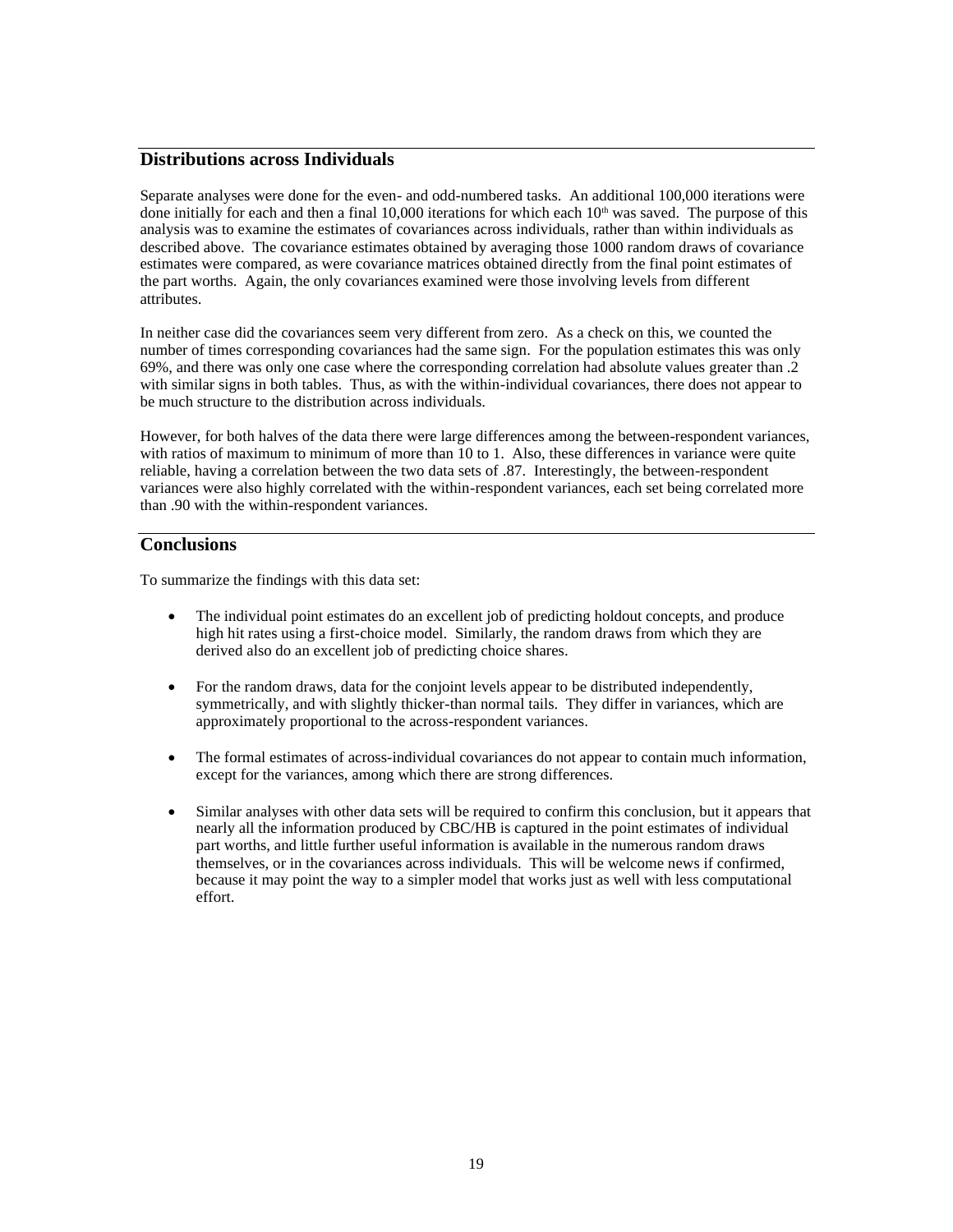## Distributions across Individuals

Separate analyses were done for the even- and odd-numbered tasks. An additional 100,000 iterations were done initially for each and then a final 10,000 iterations for which each $10^{th}$ was saved. The purpose of this analysis was to examine the estimates of covariances across individuals, rather than within individuals as described above. The covariance estimates obtained by averaging those 1000 random draws of covariance estimates were compared, as were covariance matrices obtained directly from the final point estimates of the part worths. Again, the only covariances examined were those involving levels from different attributes.

In neither case did the covariances seem very different from zero. As a check on this, we counted the number of times corresponding covariances had the same sign. For the population estimates this was only 69%, and there was only one case where the corresponding correlation had absolute values greater than .2 with similar signs in both tables. Thus, as with the within-individual covariances, there does not appear to be much structure to the distribution across individuals.

However, for both halves of the data there were large differences among the between-respondent variances, with ratios of maximum to minimum of more than 10 to 1. Also, these differences in variance were quite reliable, having a correlation between the two data sets of .87. Interestingly, the between-respondent variances were also highly correlated with the within-respondent variances, each set being correlated more than .90 with the within-respondent variances.

## Conclusions

To summarize the findings with this data set:

- The individual point estimates do an excellent job of predicting holdout concepts, and produce high hit rates using a first-choice model. Similarly, the random draws from which they are derived also do an excellent job of predicting choice shares.

- For the random draws, data for the conjoint levels appear to be distributed independently, symmetrically, and with slightly thicker-than normal tails. They differ in variances, which are approximately proportional to the across-respondent variances.

- The formal estimates of across-individual covariances do not appear to contain much information, except for the variances, among which there are strong differences.

- Similar analyses with other data sets will be required to confirm this conclusion, but it appears that nearly all the information produced by CBC/HB is captured in the point estimates of individual part worths, and little further useful information is available in the numerous random draws themselves, or in the covariances across individuals. This will be welcome news if confirmed, because it may point the way to a simpler model that works just as well with less computational effort.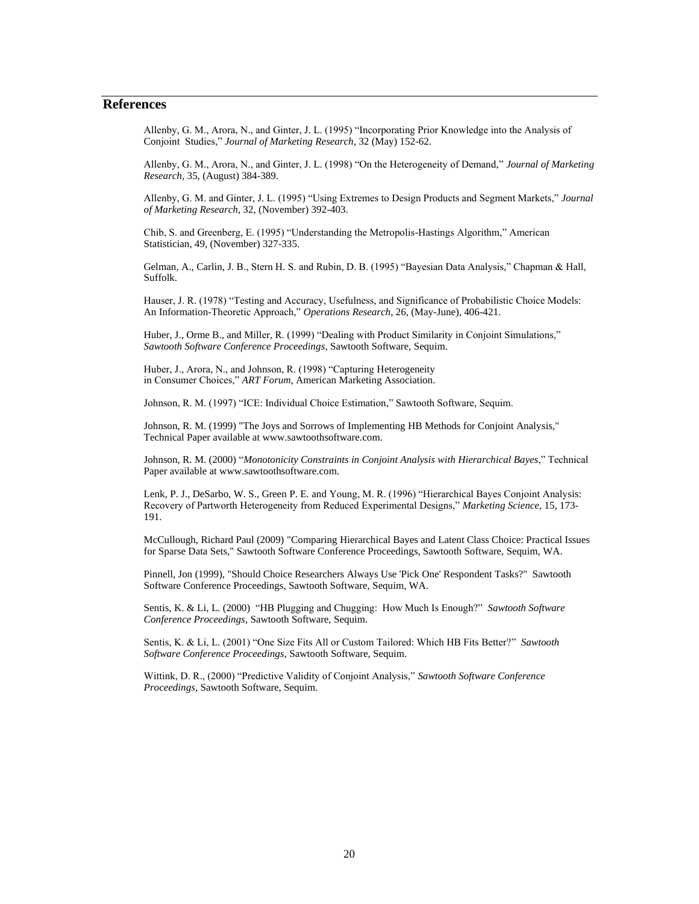## References

Allenby, G. M., Arora, N., and Ginter, J. L. (1995) "Incorporating Prior Knowledge into the Analysis of Conjoint Studies," *Journal of Marketing Research*, 32 (May) 152-62.

Allenby, G. M., Arora, N., and Ginter, J. L. (1998) "On the Heterogeneity of Demand," *Journal of Marketing Research*, 35, (August) 384-389.

Allenby, G. M. and Ginter, J. L. (1995) "Using Extremes to Design Products and Segment Markets," *Journal of Marketing Research*, 32, (November) 392-403.

Chib, S. and Greenberg, E. (1995) "Understanding the Metropolis-Hastings Algorithm," American Statistician, 49, (November) 327-335.

Gelman, A., Carlin, J. B., Stern H. S. and Rubin, D. B. (1995) "Bayesian Data Analysis," Chapman & Hall, Suffolk.

Hauser, J. R. (1978) "Testing and Accuracy, Usefulness, and Significance of Probabilistic Choice Models: An Information-Theoretic Approach," *Operations Research*, 26, (May-June), 406-421.

Huber, J., Orme B., and Miller, R. (1999) "Dealing with Product Similarity in Conjoint Simulations," *Sawtooth Software Conference Proceedings*, Sawtooth Software, Sequim.

Huber, J., Arora, N., and Johnson, R. (1998) "Capturing Heterogeneity in Consumer Choices," *ART Forum*, American Marketing Association.

Johnson, R. M. (1997) "ICE: Individual Choice Estimation," Sawtooth Software, Sequim.

Johnson, R. M. (1999) "The Joys and Sorrows of Implementing HB Methods for Conjoint Analysis," Technical Paper available at www.sawtoothsoftware.com.

Johnson, R. M. (2000) "*Monotonicity Constraints in Conjoint Analysis with Hierarchical Bayes*," Technical Paper available at www.sawtoothsoftware.com.

Lenk, P. J., DeSarbo, W. S., Green P. E. and Young, M. R. (1996) "Hierarchical Bayes Conjoint Analysis: Recovery of Partworth Heterogeneity from Reduced Experimental Designs," *Marketing Science*, 15, 173-191.

McCullough, Richard Paul (2009) "Comparing Hierarchical Bayes and Latent Class Choice: Practical Issues for Sparse Data Sets," Sawtooth Software Conference Proceedings, Sawtooth Software, Sequim, WA.

Pinnell, Jon (1999), "Should Choice Researchers Always Use 'Pick One' Respondent Tasks?" Sawtooth Software Conference Proceedings, Sawtooth Software, Sequim, WA.

Sentis, K. & Li, L. (2000) "HB Plugging and Chugging: How Much Is Enough?" *Sawtooth Software Conference Proceedings*, Sawtooth Software, Sequim.

Sentis, K. & Li, L. (2001) "One Size Fits All or Custom Tailored: Which HB Fits Better?" *Sawtooth Software Conference Proceedings*, Sawtooth Software, Sequim.

Wittink, D. R., (2000) "Predictive Validity of Conjoint Analysis," *Sawtooth Software Conference Proceedings*, Sawtooth Software, Sequim.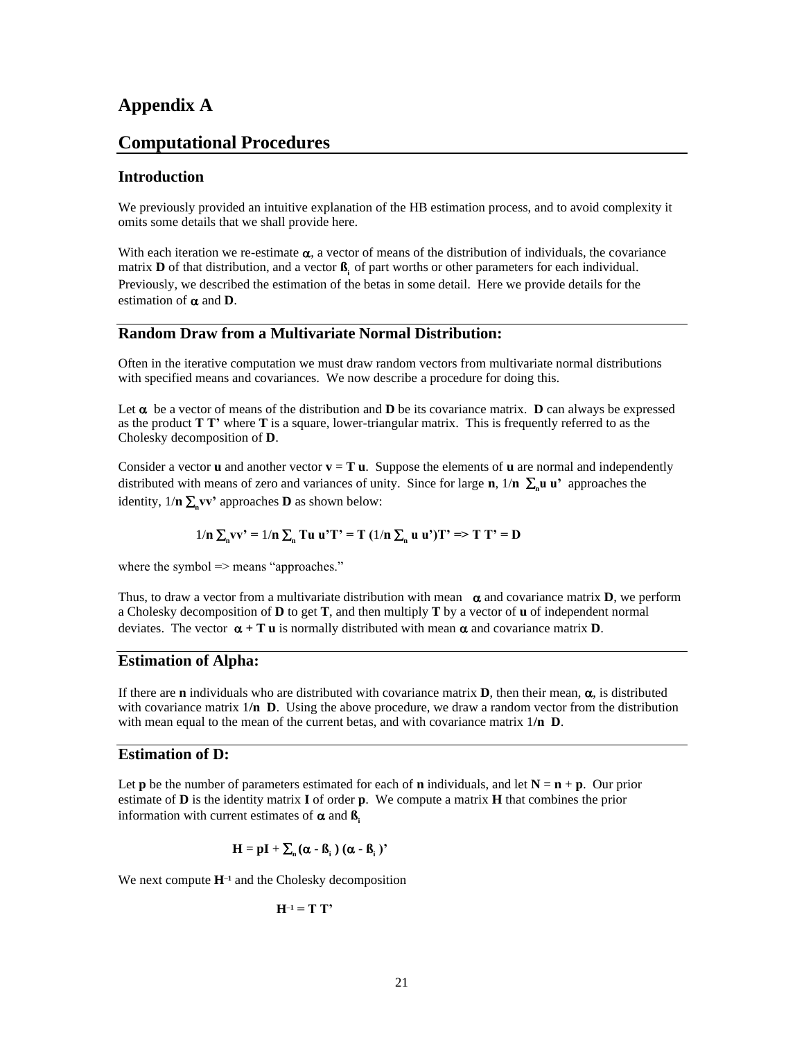# Appendix A

# Computational Procedures

## Introduction

We previously provided an intuitive explanation of the HB estimation process, and to avoid complexity it omits some details that we shall provide here.

With each iteration we re-estimate $\alpha$, a vector of means of the distribution of individuals, the covariance matrix **D** of that distribution, and a vector $\beta_i$ of part worths or other parameters for each individual. Previously, we described the estimation of the betas in some detail. Here we provide details for the estimation of $\alpha$ and **D**.

## Random Draw from a Multivariate Normal Distribution:

Often in the iterative computation we must draw random vectors from multivariate normal distributions with specified means and covariances. We now describe a procedure for doing this.

Let $\alpha$ be a vector of means of the distribution and **D** be its covariance matrix. **D** can always be expressed as the product **T T'** where **T** is a square, lower-triangular matrix. This is frequently referred to as the Cholesky decomposition of **D**.

Consider a vector **u** and another vector **v** = **T u**. Suppose the elements of **u** are normal and independently distributed with means of zero and variances of unity. Since for large **n**, $1/n \sum_n u u'$ approaches the identity, $1/n \sum_n v v'$ approaches **D** as shown below:

$$1/n \sum_n v v' = 1/n \sum_n T u u' T' = T (1/n \sum_n u u') T' \Rightarrow T T' = D$$

where the symbol => means "approaches."

Thus, to draw a vector from a multivariate distribution with mean $\alpha$ and covariance matrix **D**, we perform a Cholesky decomposition of **D** to get **T**, and then multiply **T** by a vector of **u** of independent normal deviates. The vector $\alpha + T u$ is normally distributed with mean $\alpha$ and covariance matrix **D**.

## Estimation of Alpha:

If there are **n** individuals who are distributed with covariance matrix **D**, then their mean, $\alpha$, is distributed with covariance matrix $1/n\ D$. Using the above procedure, we draw a random vector from the distribution with mean equal to the mean of the current betas, and with covariance matrix $1/n\ D$.

## Estimation of D:

Let **p** be the number of parameters estimated for each of **n** individuals, and let **N** = **n** + **p**. Our prior estimate of **D** is the identity matrix **I** of order **p**. We compute a matrix **H** that combines the prior information with current estimates of $\alpha$ and $\beta_i$

$$H = pI + \sum_n (\alpha - \beta_i)(\alpha - \beta_i)'$$

We next compute $H^{-1}$ and the Cholesky decomposition

$$H^{-1} = T T'$$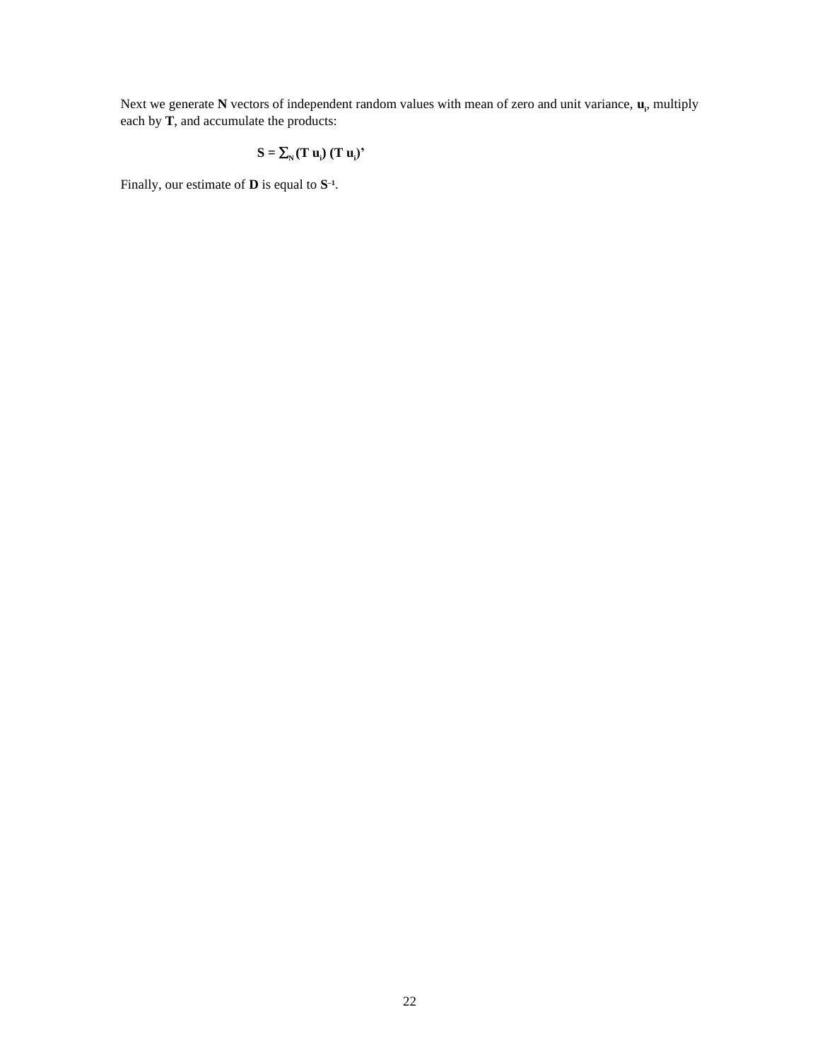Next we generate $\mathbf{N}$ vectors of independent random values with mean of zero and unit variance, $\mathbf{u}_i$, multiply each by $\mathbf{T}$, and accumulate the products:

$$\mathbf{S} = \sum_{N} (\mathbf{T}\,\mathbf{u}_i)\,(\mathbf{T}\,\mathbf{u}_i)'$$

Finally, our estimate of $\mathbf{D}$ is equal to $\mathbf{S}^{-1}$.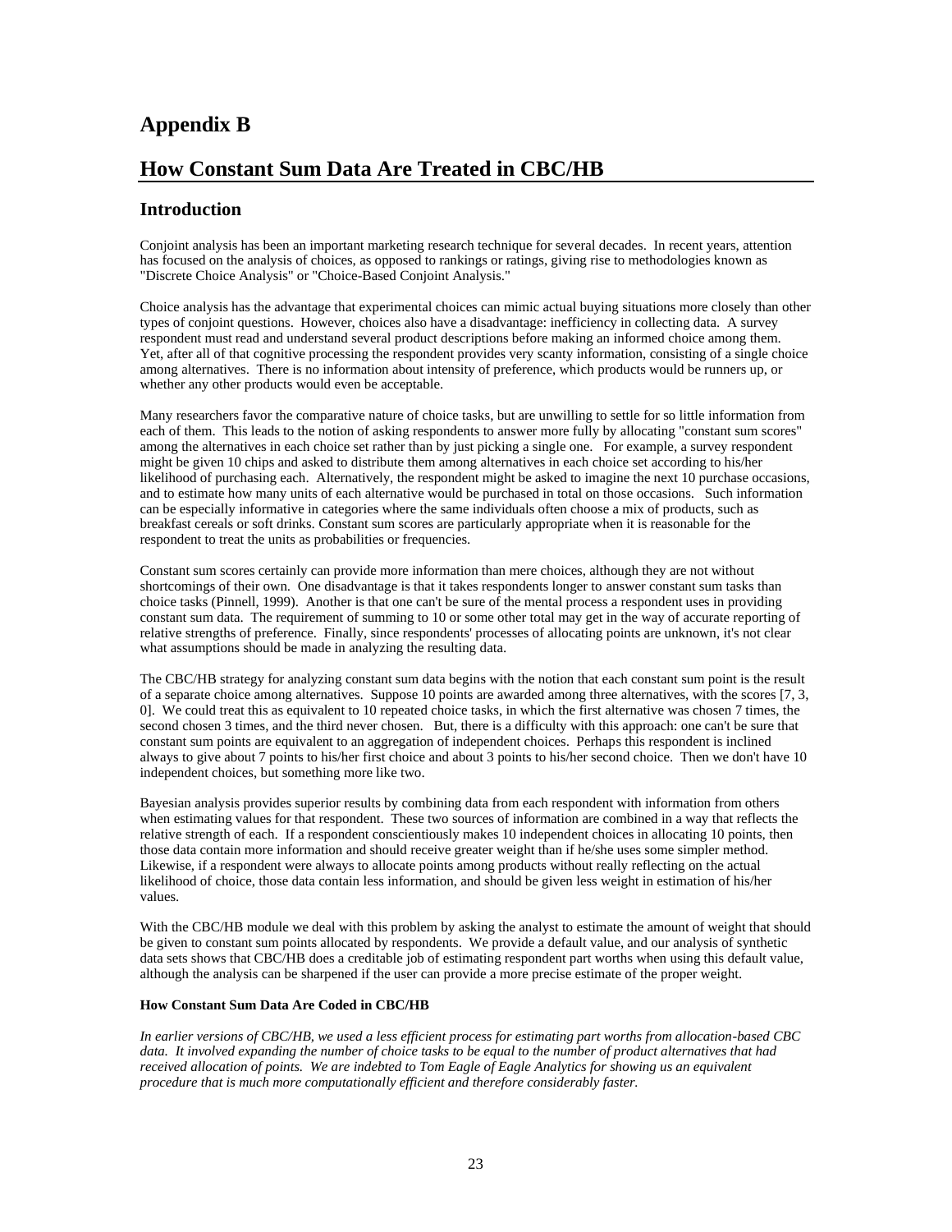# Appendix B

# How Constant Sum Data Are Treated in CBC/HB

## Introduction

Conjoint analysis has been an important marketing research technique for several decades. In recent years, attention has focused on the analysis of choices, as opposed to rankings or ratings, giving rise to methodologies known as "Discrete Choice Analysis" or "Choice-Based Conjoint Analysis."

Choice analysis has the advantage that experimental choices can mimic actual buying situations more closely than other types of conjoint questions. However, choices also have a disadvantage: inefficiency in collecting data. A survey respondent must read and understand several product descriptions before making an informed choice among them. Yet, after all of that cognitive processing the respondent provides very scanty information, consisting of a single choice among alternatives. There is no information about intensity of preference, which products would be runners up, or whether any other products would even be acceptable.

Many researchers favor the comparative nature of choice tasks, but are unwilling to settle for so little information from each of them. This leads to the notion of asking respondents to answer more fully by allocating "constant sum scores" among the alternatives in each choice set rather than by just picking a single one. For example, a survey respondent might be given 10 chips and asked to distribute them among alternatives in each choice set according to his/her likelihood of purchasing each. Alternatively, the respondent might be asked to imagine the next 10 purchase occasions, and to estimate how many units of each alternative would be purchased in total on those occasions. Such information can be especially informative in categories where the same individuals often choose a mix of products, such as breakfast cereals or soft drinks. Constant sum scores are particularly appropriate when it is reasonable for the respondent to treat the units as probabilities or frequencies.

Constant sum scores certainly can provide more information than mere choices, although they are not without shortcomings of their own. One disadvantage is that it takes respondents longer to answer constant sum tasks than choice tasks (Pinnell, 1999). Another is that one can't be sure of the mental process a respondent uses in providing constant sum data. The requirement of summing to 10 or some other total may get in the way of accurate reporting of relative strengths of preference. Finally, since respondents' processes of allocating points are unknown, it's not clear what assumptions should be made in analyzing the resulting data.

The CBC/HB strategy for analyzing constant sum data begins with the notion that each constant sum point is the result of a separate choice among alternatives. Suppose 10 points are awarded among three alternatives, with the scores [7, 3, 0]. We could treat this as equivalent to 10 repeated choice tasks, in which the first alternative was chosen 7 times, the second chosen 3 times, and the third never chosen. But, there is a difficulty with this approach: one can't be sure that constant sum points are equivalent to an aggregation of independent choices. Perhaps this respondent is inclined always to give about 7 points to his/her first choice and about 3 points to his/her second choice. Then we don't have 10 independent choices, but something more like two.

Bayesian analysis provides superior results by combining data from each respondent with information from others when estimating values for that respondent. These two sources of information are combined in a way that reflects the relative strength of each. If a respondent conscientiously makes 10 independent choices in allocating 10 points, then those data contain more information and should receive greater weight than if he/she uses some simpler method. Likewise, if a respondent were always to allocate points among products without really reflecting on the actual likelihood of choice, those data contain less information, and should be given less weight in estimation of his/her values.

With the CBC/HB module we deal with this problem by asking the analyst to estimate the amount of weight that should be given to constant sum points allocated by respondents. We provide a default value, and our analysis of synthetic data sets shows that CBC/HB does a creditable job of estimating respondent part worths when using this default value, although the analysis can be sharpened if the user can provide a more precise estimate of the proper weight.

**How Constant Sum Data Are Coded in CBC/HB**

*In earlier versions of CBC/HB, we used a less efficient process for estimating part worths from allocation-based CBC data. It involved expanding the number of choice tasks to be equal to the number of product alternatives that had received allocation of points. We are indebted to Tom Eagle of Eagle Analytics for showing us an equivalent procedure that is much more computationally efficient and therefore considerably faster.*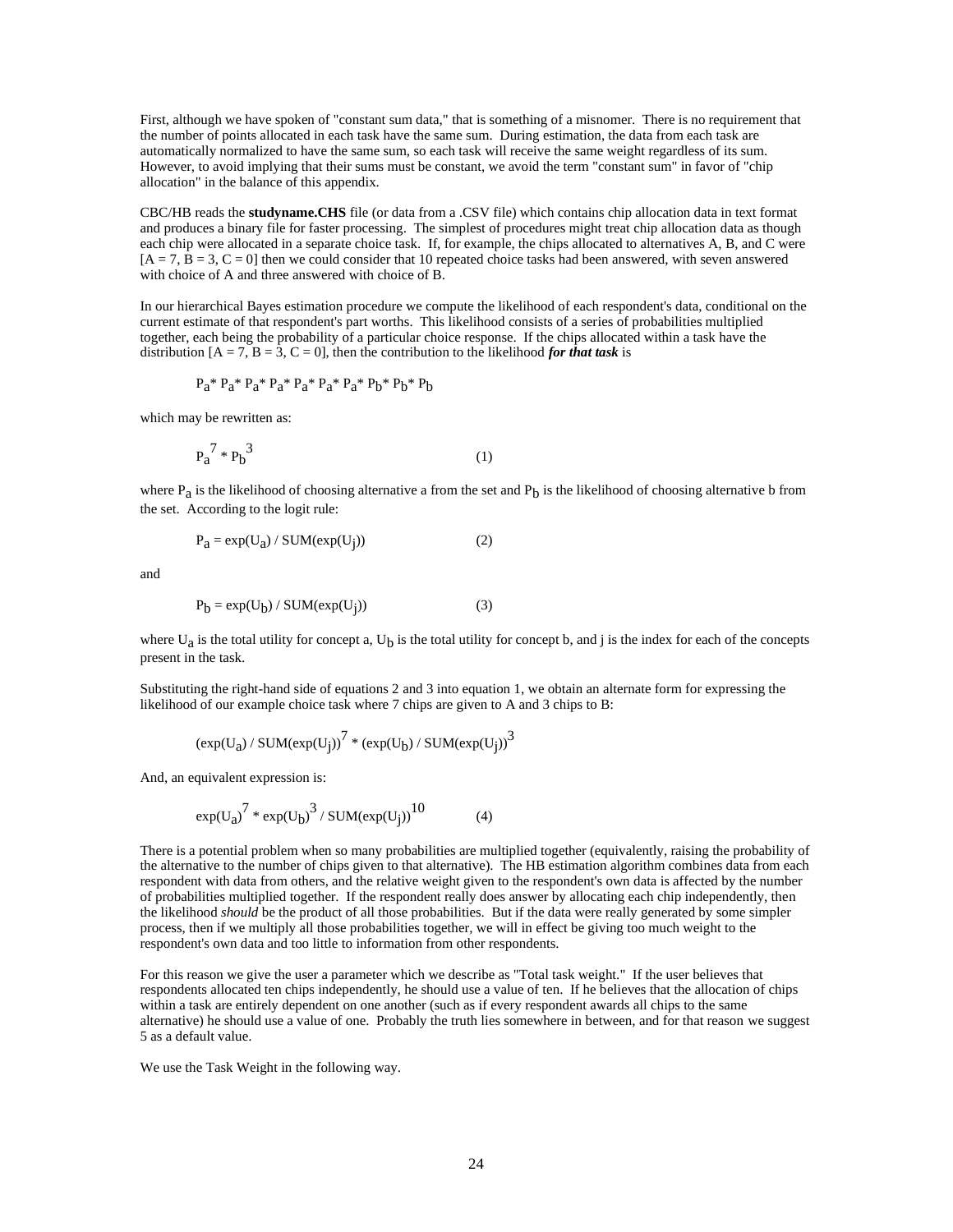First, although we have spoken of "constant sum data," that is something of a misnomer. There is no requirement that the number of points allocated in each task have the same sum. During estimation, the data from each task are automatically normalized to have the same sum, so each task will receive the same weight regardless of its sum. However, to avoid implying that their sums must be constant, we avoid the term "constant sum" in favor of "chip allocation" in the balance of this appendix.

CBC/HB reads the **studyname.CHS** file (or data from a .CSV file) which contains chip allocation data in text format and produces a binary file for faster processing. The simplest of procedures might treat chip allocation data as though each chip were allocated in a separate choice task. If, for example, the chips allocated to alternatives A, B, and C were [A = 7, B = 3, C = 0] then we could consider that 10 repeated choice tasks had been answered, with seven answered with choice of A and three answered with choice of B.

In our hierarchical Bayes estimation procedure we compute the likelihood of each respondent's data, conditional on the current estimate of that respondent's part worths. This likelihood consists of a series of probabilities multiplied together, each being the probability of a particular choice response. If the chips allocated within a task have the distribution [A = 7, B = 3, C = 0], then the contribution to the likelihood ***for that task*** is

$$P_a * P_a * P_a * P_a * P_a * P_a * P_a * P_b * P_b * P_b$$

which may be rewritten as:

$$P_a^{\,7} * P_b^{\,3} \qquad (1)$$

where $P_a$ is the likelihood of choosing alternative a from the set and $P_b$ is the likelihood of choosing alternative b from the set. According to the logit rule:

$$P_a = \exp(U_a) / \mathrm{SUM}(\exp(U_j)) \qquad (2)$$

and

$$P_b = \exp(U_b) / \mathrm{SUM}(\exp(U_j)) \qquad (3)$$

where $U_a$ is the total utility for concept a, $U_b$ is the total utility for concept b, and j is the index for each of the concepts present in the task.

Substituting the right-hand side of equations 2 and 3 into equation 1, we obtain an alternate form for expressing the likelihood of our example choice task where 7 chips are given to A and 3 chips to B:

$$(\exp(U_a) / \mathrm{SUM}(\exp(U_j))^{7} * (\exp(U_b) / \mathrm{SUM}(\exp(U_j))^{3}$$

And, an equivalent expression is:

$$\exp(U_a)^{7} * \exp(U_b)^{3} / \mathrm{SUM}(\exp(U_j))^{10} \qquad (4)$$

There is a potential problem when so many probabilities are multiplied together (equivalently, raising the probability of the alternative to the number of chips given to that alternative). The HB estimation algorithm combines data from each respondent with data from others, and the relative weight given to the respondent's own data is affected by the number of probabilities multiplied together. If the respondent really does answer by allocating each chip independently, then the likelihood *should* be the product of all those probabilities. But if the data were really generated by some simpler process, then if we multiply all those probabilities together, we will in effect be giving too much weight to the respondent's own data and too little to information from other respondents.

For this reason we give the user a parameter which we describe as "Total task weight." If the user believes that respondents allocated ten chips independently, he should use a value of ten. If he believes that the allocation of chips within a task are entirely dependent on one another (such as if every respondent awards all chips to the same alternative) he should use a value of one. Probably the truth lies somewhere in between, and for that reason we suggest 5 as a default value.

We use the Task Weight in the following way.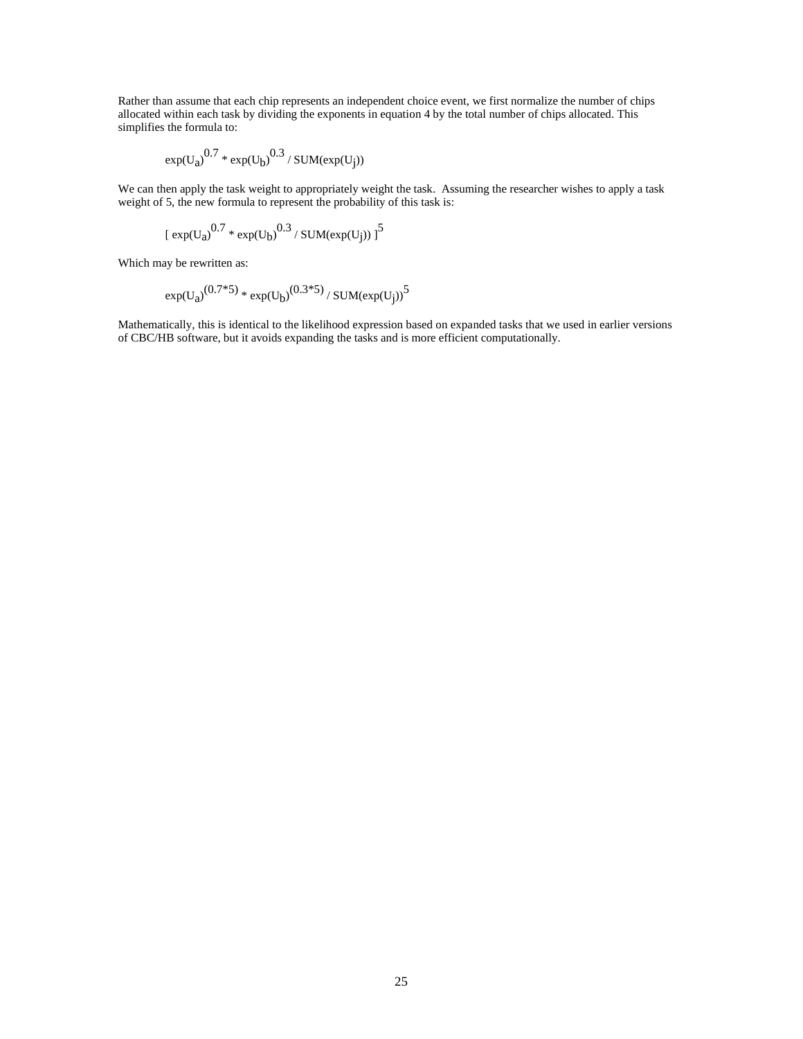Rather than assume that each chip represents an independent choice event, we first normalize the number of chips allocated within each task by dividing the exponents in equation 4 by the total number of chips allocated. This simplifies the formula to:

$$\exp(U_a)^{0.7} * \exp(U_b)^{0.3} / \text{SUM}(\exp(U_j))$$

We can then apply the task weight to appropriately weight the task. Assuming the researcher wishes to apply a task weight of 5, the new formula to represent the probability of this task is:

$$[\ \exp(U_a)^{0.7} * \exp(U_b)^{0.3} / \text{SUM}(\exp(U_j))\ ]^5$$

Which may be rewritten as:

$$\exp(U_a)^{(0.7*5)} * \exp(U_b)^{(0.3*5)} / \text{SUM}(\exp(U_j))^5$$

Mathematically, this is identical to the likelihood expression based on expanded tasks that we used in earlier versions of CBC/HB software, but it avoids expanding the tasks and is more efficient computationally.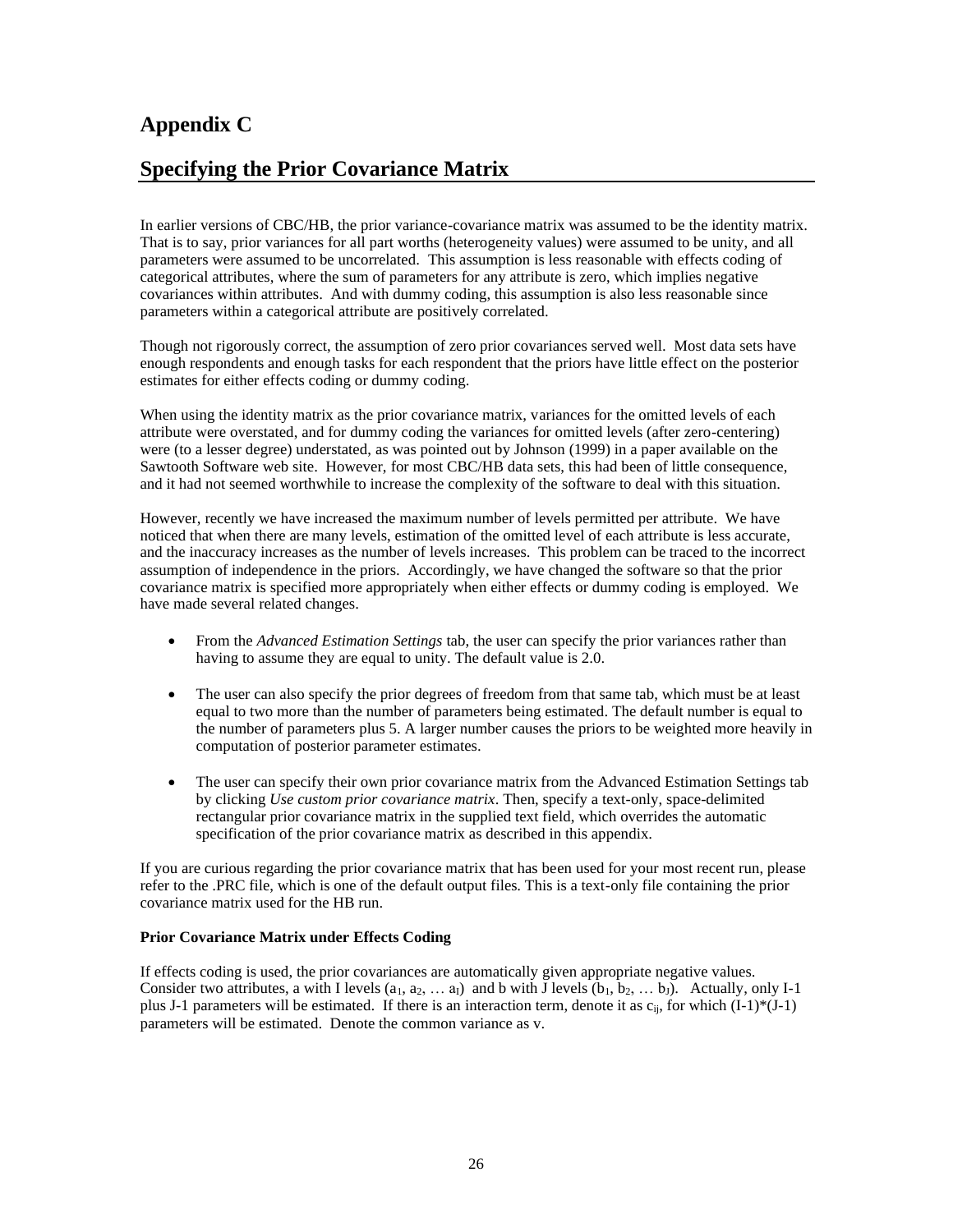# Appendix C

## Specifying the Prior Covariance Matrix

In earlier versions of CBC/HB, the prior variance-covariance matrix was assumed to be the identity matrix. That is to say, prior variances for all part worths (heterogeneity values) were assumed to be unity, and all parameters were assumed to be uncorrelated. This assumption is less reasonable with effects coding of categorical attributes, where the sum of parameters for any attribute is zero, which implies negative covariances within attributes. And with dummy coding, this assumption is also less reasonable since parameters within a categorical attribute are positively correlated.

Though not rigorously correct, the assumption of zero prior covariances served well. Most data sets have enough respondents and enough tasks for each respondent that the priors have little effect on the posterior estimates for either effects coding or dummy coding.

When using the identity matrix as the prior covariance matrix, variances for the omitted levels of each attribute were overstated, and for dummy coding the variances for omitted levels (after zero-centering) were (to a lesser degree) understated, as was pointed out by Johnson (1999) in a paper available on the Sawtooth Software web site. However, for most CBC/HB data sets, this had been of little consequence, and it had not seemed worthwhile to increase the complexity of the software to deal with this situation.

However, recently we have increased the maximum number of levels permitted per attribute. We have noticed that when there are many levels, estimation of the omitted level of each attribute is less accurate, and the inaccuracy increases as the number of levels increases. This problem can be traced to the incorrect assumption of independence in the priors. Accordingly, we have changed the software so that the prior covariance matrix is specified more appropriately when either effects or dummy coding is employed. We have made several related changes.

- From the *Advanced Estimation Settings* tab, the user can specify the prior variances rather than having to assume they are equal to unity. The default value is 2.0.
- The user can also specify the prior degrees of freedom from that same tab, which must be at least equal to two more than the number of parameters being estimated. The default number is equal to the number of parameters plus 5. A larger number causes the priors to be weighted more heavily in computation of posterior parameter estimates.
- The user can specify their own prior covariance matrix from the Advanced Estimation Settings tab by clicking *Use custom prior covariance matrix*. Then, specify a text-only, space-delimited rectangular prior covariance matrix in the supplied text field, which overrides the automatic specification of the prior covariance matrix as described in this appendix.

If you are curious regarding the prior covariance matrix that has been used for your most recent run, please refer to the .PRC file, which is one of the default output files. This is a text-only file containing the prior covariance matrix used for the HB run.

**Prior Covariance Matrix under Effects Coding**

If effects coding is used, the prior covariances are automatically given appropriate negative values. Consider two attributes, a with I levels ($a_1, a_2, \ldots a_I$) and b with J levels ($b_1, b_2, \ldots b_J$). Actually, only I-1 plus J-1 parameters will be estimated. If there is an interaction term, denote it as $c_{ij}$, for which $(I-1)*(J-1)$ parameters will be estimated. Denote the common variance as v.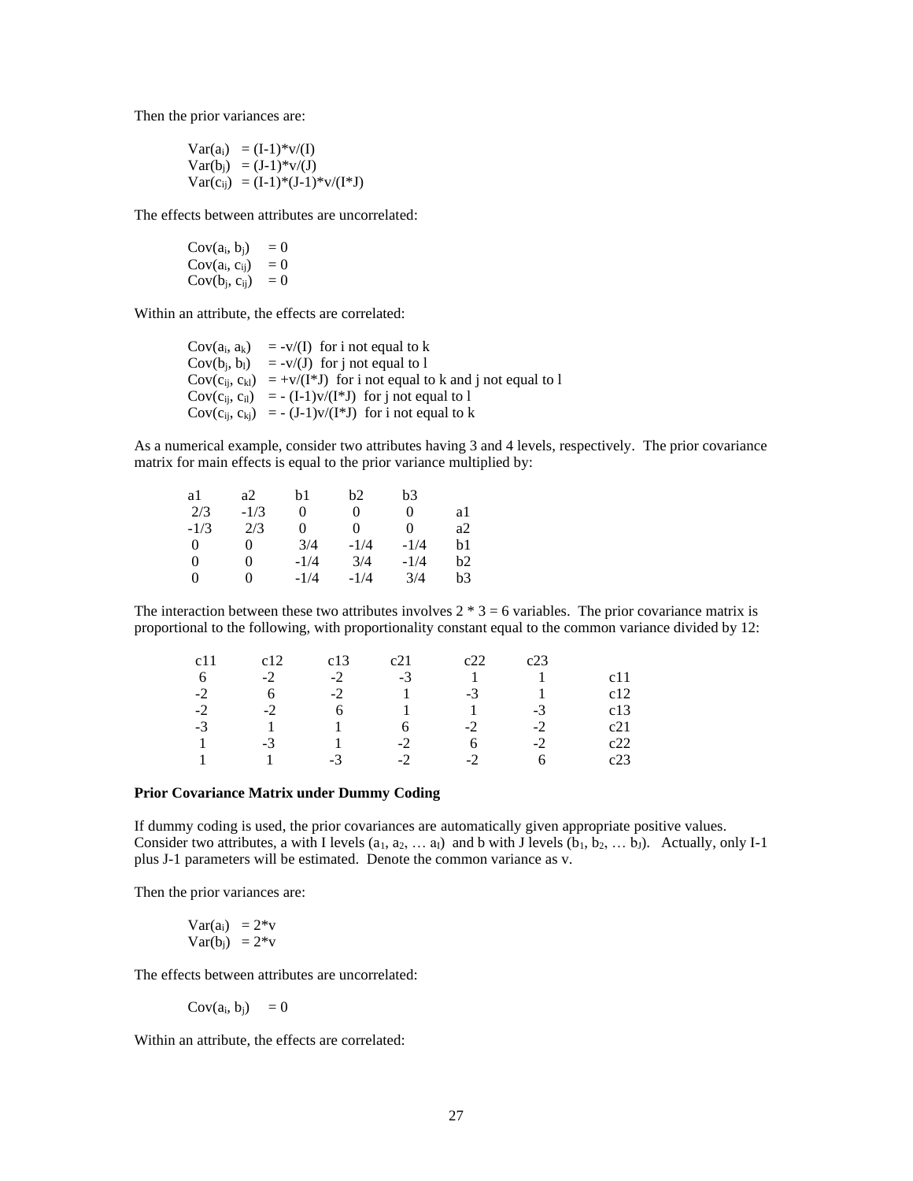Then the prior variances are:

$$\text{Var}(a_i) = (I-1)*v/(I)$$
$$\text{Var}(b_j) = (J-1)*v/(J)$$
$$\text{Var}(c_{ij}) = (I-1)*(J-1)*v/(I*J)$$

The effects between attributes are uncorrelated:

$$\text{Cov}(a_i, b_j) = 0$$
$$\text{Cov}(a_i, c_{ij}) = 0$$
$$\text{Cov}(b_j, c_{ij}) = 0$$

Within an attribute, the effects are correlated:

$\text{Cov}(a_i, a_k) = -v/(I)$ for i not equal to k

$\text{Cov}(b_j, b_l) = -v/(J)$ for j not equal to l

$\text{Cov}(c_{ij}, c_{kl}) = +v/(I*J)$ for i not equal to k and j not equal to l

$\text{Cov}(c_{ij}, c_{il}) = -(I-1)v/(I*J)$ for j not equal to l

$\text{Cov}(c_{ij}, c_{kj}) = -(J-1)v/(I*J)$ for i not equal to k

As a numerical example, consider two attributes having 3 and 4 levels, respectively. The prior covariance matrix for main effects is equal to the prior variance multiplied by:

| a1 | a2 | b1 | b2 | b3 | |
|---|---|---|---|---|---|
| 2/3 | -1/3 | 0 | 0 | 0 | a1 |
| -1/3 | 2/3 | 0 | 0 | 0 | a2 |
| 0 | 0 | 3/4 | -1/4 | -1/4 | b1 |
| 0 | 0 | -1/4 | 3/4 | -1/4 | b2 |
| 0 | 0 | -1/4 | -1/4 | 3/4 | b3 |

The interaction between these two attributes involves 2 * 3 = 6 variables. The prior covariance matrix is proportional to the following, with proportionality constant equal to the common variance divided by 12:

| c11 | c12 | c13 | c21 | c22 | c23 | |
|---|---|---|---|---|---|---|
| 6 | -2 | -2 | -3 | 1 | 1 | c11 |
| -2 | 6 | -2 | 1 | -3 | 1 | c12 |
| -2 | -2 | 6 | 1 | 1 | -3 | c13 |
| -3 | 1 | 1 | 6 | -2 | -2 | c21 |
| 1 | -3 | 1 | -2 | 6 | -2 | c22 |
| 1 | 1 | -3 | -2 | -2 | 6 | c23 |

**Prior Covariance Matrix under Dummy Coding**

If dummy coding is used, the prior covariances are automatically given appropriate positive values. Consider two attributes, a with I levels ($a_1, a_2, \ldots a_I$) and b with J levels ($b_1, b_2, \ldots b_J$). Actually, only I-1 plus J-1 parameters will be estimated. Denote the common variance as v.

Then the prior variances are:

$$\text{Var}(a_i) = 2*v$$
$$\text{Var}(b_j) = 2*v$$

The effects between attributes are uncorrelated:

$$\text{Cov}(a_i, b_j) = 0$$

Within an attribute, the effects are correlated: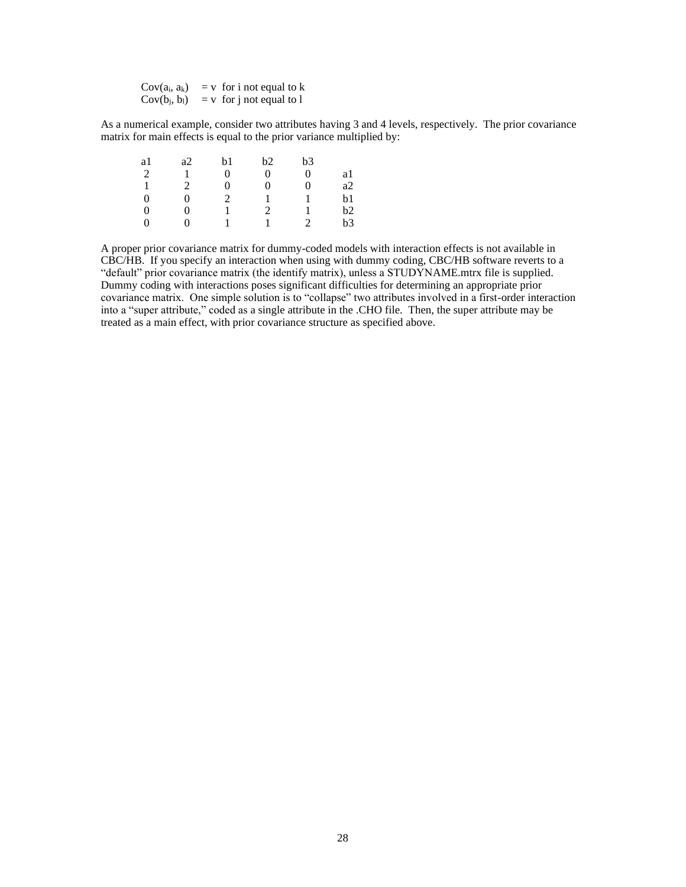$Cov(a_i, a_k) = v$ for i not equal to k
$Cov(b_j, b_l) = v$ for j not equal to l

As a numerical example, consider two attributes having 3 and 4 levels, respectively. The prior covariance matrix for main effects is equal to the prior variance multiplied by:

| a1 | a2 | b1 | b2 | b3 | |
|---|---|---|---|---|---|
| 2 | 1 | 0 | 0 | 0 | a1 |
| 1 | 2 | 0 | 0 | 0 | a2 |
| 0 | 0 | 2 | 1 | 1 | b1 |
| 0 | 0 | 1 | 2 | 1 | b2 |
| 0 | 0 | 1 | 1 | 2 | b3 |

A proper prior covariance matrix for dummy-coded models with interaction effects is not available in CBC/HB. If you specify an interaction when using with dummy coding, CBC/HB software reverts to a "default" prior covariance matrix (the identify matrix), unless a STUDYNAME.mtrx file is supplied. Dummy coding with interactions poses significant difficulties for determining an appropriate prior covariance matrix. One simple solution is to "collapse" two attributes involved in a first-order interaction into a "super attribute," coded as a single attribute in the .CHO file. Then, the super attribute may be treated as a main effect, with prior covariance structure as specified above.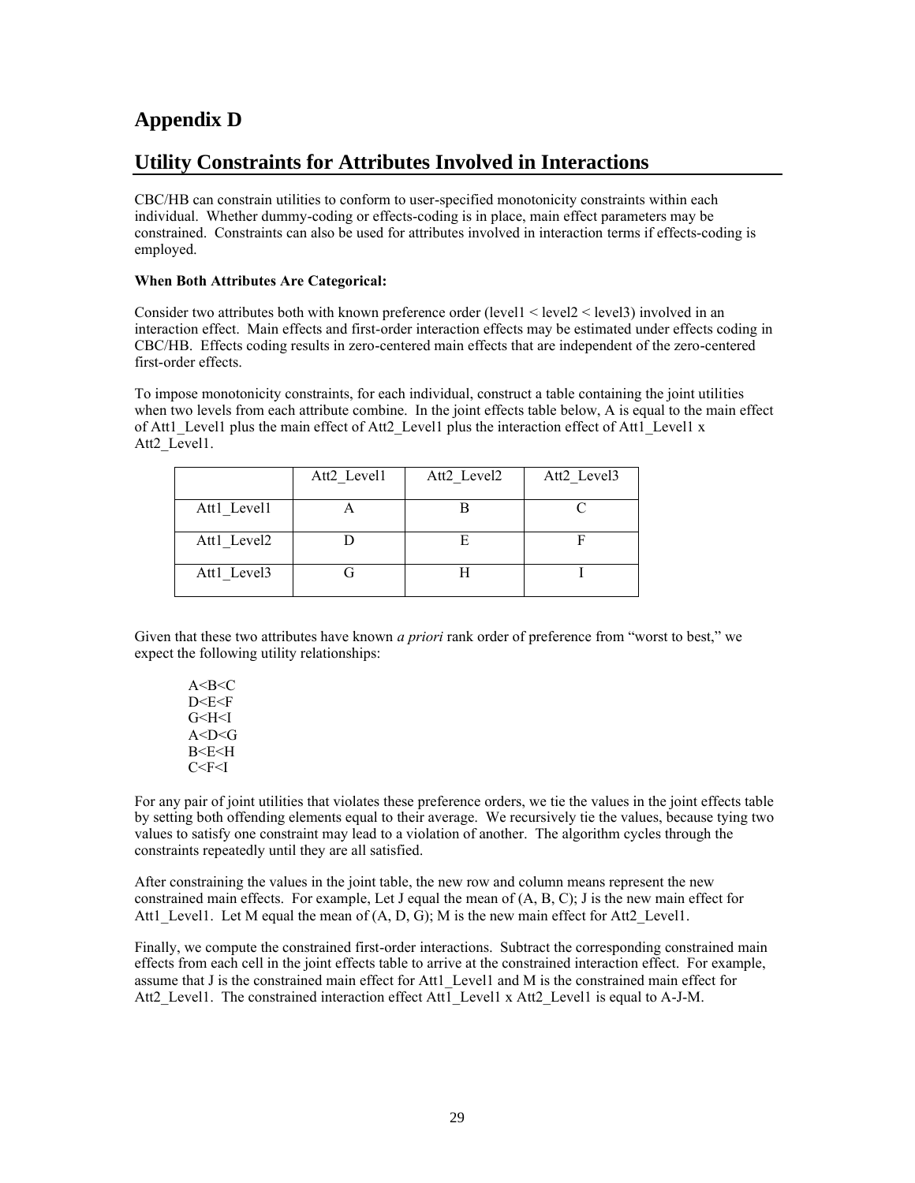# Appendix D

## Utility Constraints for Attributes Involved in Interactions

CBC/HB can constrain utilities to conform to user-specified monotonicity constraints within each individual. Whether dummy-coding or effects-coding is in place, main effect parameters may be constrained. Constraints can also be used for attributes involved in interaction terms if effects-coding is employed.

**When Both Attributes Are Categorical:**

Consider two attributes both with known preference order (level1 < level2 < level3) involved in an interaction effect. Main effects and first-order interaction effects may be estimated under effects coding in CBC/HB. Effects coding results in zero-centered main effects that are independent of the zero-centered first-order effects.

To impose monotonicity constraints, for each individual, construct a table containing the joint utilities when two levels from each attribute combine. In the joint effects table below, A is equal to the main effect of Att1_Level1 plus the main effect of Att2_Level1 plus the interaction effect of Att1_Level1 x Att2_Level1.

| | Att2_Level1 | Att2_Level2 | Att2_Level3 |
|---|---|---|---|
| Att1_Level1 | A | B | C |
| Att1_Level2 | D | E | F |
| Att1_Level3 | G | H | I |

Given that these two attributes have known *a priori* rank order of preference from "worst to best," we expect the following utility relationships:

A<B<C
D<E<F
G<H<I
A<D<G
B<E<H
C<F<I

For any pair of joint utilities that violates these preference orders, we tie the values in the joint effects table by setting both offending elements equal to their average. We recursively tie the values, because tying two values to satisfy one constraint may lead to a violation of another. The algorithm cycles through the constraints repeatedly until they are all satisfied.

After constraining the values in the joint table, the new row and column means represent the new constrained main effects. For example, Let J equal the mean of (A, B, C); J is the new main effect for Att1_Level1. Let M equal the mean of (A, D, G); M is the new main effect for Att2_Level1.

Finally, we compute the constrained first-order interactions. Subtract the corresponding constrained main effects from each cell in the joint effects table to arrive at the constrained interaction effect. For example, assume that J is the constrained main effect for Att1_Level1 and M is the constrained main effect for Att2_Level1. The constrained interaction effect Att1_Level1 x Att2_Level1 is equal to A-J-M.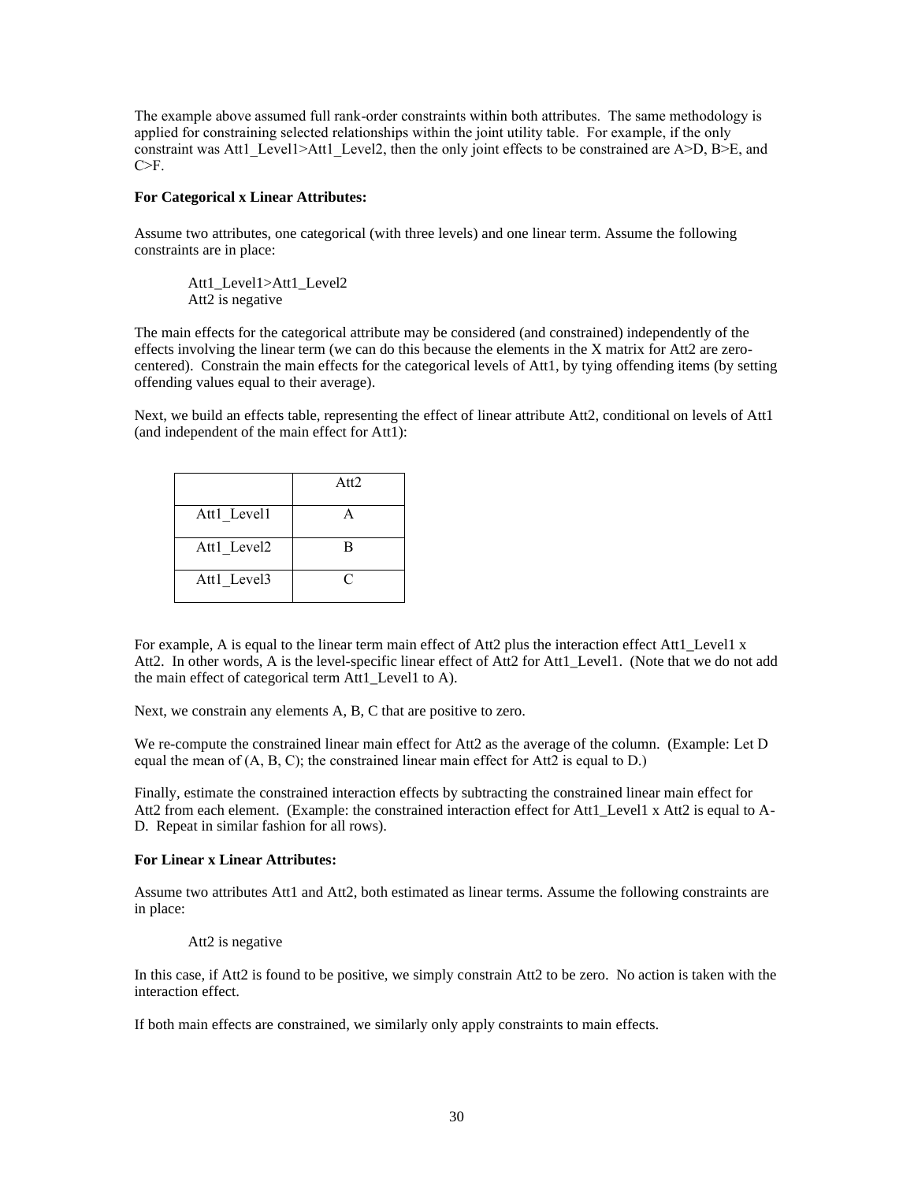The example above assumed full rank-order constraints within both attributes. The same methodology is applied for constraining selected relationships within the joint utility table. For example, if the only constraint was Att1_Level1>Att1_Level2, then the only joint effects to be constrained are A>D, B>E, and C>F.

**For Categorical x Linear Attributes:**

Assume two attributes, one categorical (with three levels) and one linear term. Assume the following constraints are in place:

Att1_Level1>Att1_Level2
Att2 is negative

The main effects for the categorical attribute may be considered (and constrained) independently of the effects involving the linear term (we can do this because the elements in the X matrix for Att2 are zero-centered). Constrain the main effects for the categorical levels of Att1, by tying offending items (by setting offending values equal to their average).

Next, we build an effects table, representing the effect of linear attribute Att2, conditional on levels of Att1 (and independent of the main effect for Att1):

| | Att2 |
|---|---|
| Att1_Level1 | A |
| Att1_Level2 | B |
| Att1_Level3 | C |

For example, A is equal to the linear term main effect of Att2 plus the interaction effect Att1_Level1 x Att2. In other words, A is the level-specific linear effect of Att2 for Att1_Level1. (Note that we do not add the main effect of categorical term Att1_Level1 to A).

Next, we constrain any elements A, B, C that are positive to zero.

We re-compute the constrained linear main effect for Att2 as the average of the column. (Example: Let D equal the mean of (A, B, C); the constrained linear main effect for Att2 is equal to D.)

Finally, estimate the constrained interaction effects by subtracting the constrained linear main effect for Att2 from each element. (Example: the constrained interaction effect for Att1_Level1 x Att2 is equal to A-D. Repeat in similar fashion for all rows).

**For Linear x Linear Attributes:**

Assume two attributes Att1 and Att2, both estimated as linear terms. Assume the following constraints are in place:

Att2 is negative

In this case, if Att2 is found to be positive, we simply constrain Att2 to be zero. No action is taken with the interaction effect.

If both main effects are constrained, we similarly only apply constraints to main effects.